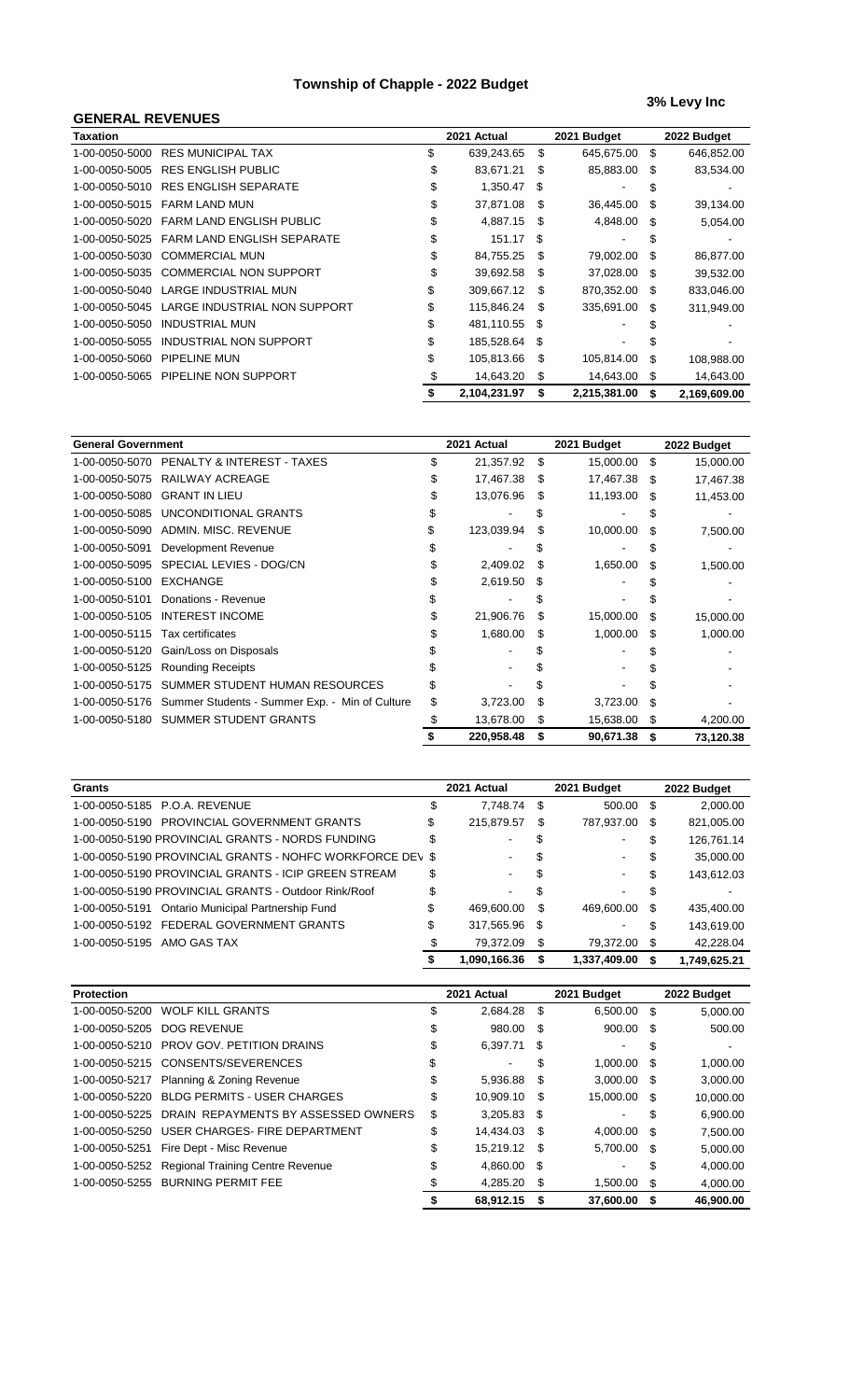# Township of Chapple - 2022 Budget

**3% Levy Inc**

## GENERAL REVENUES

| Taxation | | 2021 Actual | 2021 Budget | 2022 Budget |
|---|---|---|---|---|
| 1-00-0050-5000 | RES MUNICIPAL TAX | $ 639,243.65 | $ 645,675.00 | $ 646,852.00 |
| 1-00-0050-5005 | RES ENGLISH PUBLIC | $ 83,671.21 | $ 85,883.00 | $ 83,534.00 |
| 1-00-0050-5010 | RES ENGLISH SEPARATE | $ 1,350.47 | $ - | $ - |
| 1-00-0050-5015 | FARM LAND MUN | $ 37,871.08 | $ 36,445.00 | $ 39,134.00 |
| 1-00-0050-5020 | FARM LAND ENGLISH PUBLIC | $ 4,887.15 | $ 4,848.00 | $ 5,054.00 |
| 1-00-0050-5025 | FARM LAND ENGLISH SEPARATE | $ 151.17 | $ - | $ - |
| 1-00-0050-5030 | COMMERCIAL MUN | $ 84,755.25 | $ 79,002.00 | $ 86,877.00 |
| 1-00-0050-5035 | COMMERCIAL NON SUPPORT | $ 39,692.58 | $ 37,028.00 | $ 39,532.00 |
| 1-00-0050-5040 | LARGE INDUSTRIAL MUN | $ 309,667.12 | $ 870,352.00 | $ 833,046.00 |
| 1-00-0050-5045 | LARGE INDUSTRIAL NON SUPPORT | $ 115,846.24 | $ 335,691.00 | $ 311,949.00 |
| 1-00-0050-5050 | INDUSTRIAL MUN | $ 481,110.55 | $ - | $ - |
| 1-00-0050-5055 | INDUSTRIAL NON SUPPORT | $ 185,528.64 | $ - | $ - |
| 1-00-0050-5060 | PIPELINE MUN | $ 105,813.66 | $ 105,814.00 | $ 108,988.00 |
| 1-00-0050-5065 | PIPELINE NON SUPPORT | $ 14,643.20 | $ 14,643.00 | $ 14,643.00 |
| | | **$ 2,104,231.97** | **$ 2,215,381.00** | **$ 2,169,609.00** |

| General Government | | 2021 Actual | 2021 Budget | 2022 Budget |
|---|---|---|---|---|
| 1-00-0050-5070 | PENALTY & INTEREST - TAXES | $ 21,357.92 | $ 15,000.00 | $ 15,000.00 |
| 1-00-0050-5075 | RAILWAY ACREAGE | $ 17,467.38 | $ 17,467.38 | $ 17,467.38 |
| 1-00-0050-5080 | GRANT IN LIEU | $ 13,076.96 | $ 11,193.00 | $ 11,453.00 |
| 1-00-0050-5085 | UNCONDITIONAL GRANTS | $ - | $ - | $ - |
| 1-00-0050-5090 | ADMIN. MISC. REVENUE | $ 123,039.94 | $ 10,000.00 | $ 7,500.00 |
| 1-00-0050-5091 | Development Revenue | $ - | $ - | $ - |
| 1-00-0050-5095 | SPECIAL LEVIES - DOG/CN | $ 2,409.02 | $ 1,650.00 | $ 1,500.00 |
| 1-00-0050-5100 | EXCHANGE | $ 2,619.50 | $ - | $ - |
| 1-00-0050-5101 | Donations - Revenue | $ - | $ - | $ - |
| 1-00-0050-5105 | INTEREST INCOME | $ 21,906.76 | $ 15,000.00 | $ 15,000.00 |
| 1-00-0050-5115 | Tax certificates | $ 1,680.00 | $ 1,000.00 | $ 1,000.00 |
| 1-00-0050-5120 | Gain/Loss on Disposals | $ - | $ - | $ - |
| 1-00-0050-5125 | Rounding Receipts | $ - | $ - | $ - |
| 1-00-0050-5175 | SUMMER STUDENT HUMAN RESOURCES | $ - | $ - | $ - |
| 1-00-0050-5176 | Summer Students - Summer Exp. - Min of Culture | $ 3,723.00 | $ 3,723.00 | $ - |
| 1-00-0050-5180 | SUMMER STUDENT GRANTS | $ 13,678.00 | $ 15,638.00 | $ 4,200.00 |
| | | **$ 220,958.48** | **$ 90,671.38** | **$ 73,120.38** |

| Grants | | 2021 Actual | 2021 Budget | 2022 Budget |
|---|---|---|---|---|
| 1-00-0050-5185 | P.O.A. REVENUE | $ 7,748.74 | $ 500.00 | $ 2,000.00 |
| 1-00-0050-5190 | PROVINCIAL GOVERNMENT GRANTS | $ 215,879.57 | $ 787,937.00 | $ 821,005.00 |
| 1-00-0050-5190 | PROVINCIAL GRANTS - NORDS FUNDING | $ - | $ - | $ 126,761.14 |
| 1-00-0050-5190 | PROVINCIAL GRANTS - NOHFC WORKFORCE DEV | $ - | $ - | $ 35,000.00 |
| 1-00-0050-5190 | PROVINCIAL GRANTS - ICIP GREEN STREAM | $ - | $ - | $ 143,612.03 |
| 1-00-0050-5190 | PROVINCIAL GRANTS - Outdoor Rink/Roof | $ - | $ - | $ - |
| 1-00-0050-5191 | Ontario Municipal Partnership Fund | $ 469,600.00 | $ 469,600.00 | $ 435,400.00 |
| 1-00-0050-5192 | FEDERAL GOVERNMENT GRANTS | $ 317,565.96 | $ - | $ 143,619.00 |
| 1-00-0050-5195 | AMO GAS TAX | $ 79,372.09 | $ 79,372.00 | $ 42,228.04 |
| | | **$ 1,090,166.36** | **$ 1,337,409.00** | **$ 1,749,625.21** |

| Protection | | 2021 Actual | 2021 Budget | 2022 Budget |
|---|---|---|---|---|
| 1-00-0050-5200 | WOLF KILL GRANTS | $ 2,684.28 | $ 6,500.00 | $ 5,000.00 |
| 1-00-0050-5205 | DOG REVENUE | $ 980.00 | $ 900.00 | $ 500.00 |
| 1-00-0050-5210 | PROV GOV. PETITION DRAINS | $ 6,397.71 | $ - | $ - |
| 1-00-0050-5215 | CONSENTS/SEVERENCES | $ - | $ 1,000.00 | $ 1,000.00 |
| 1-00-0050-5217 | Planning & Zoning Revenue | $ 5,936.88 | $ 3,000.00 | $ 3,000.00 |
| 1-00-0050-5220 | BLDG PERMITS - USER CHARGES | $ 10,909.10 | $ 15,000.00 | $ 10,000.00 |
| 1-00-0050-5225 | DRAIN REPAYMENTS BY ASSESSED OWNERS | $ 3,205.83 | $ - | $ 6,900.00 |
| 1-00-0050-5250 | USER CHARGES- FIRE DEPARTMENT | $ 14,434.03 | $ 4,000.00 | $ 7,500.00 |
| 1-00-0050-5251 | Fire Dept - Misc Revenue | $ 15,219.12 | $ 5,700.00 | $ 5,000.00 |
| 1-00-0050-5252 | Regional Training Centre Revenue | $ 4,860.00 | $ - | $ 4,000.00 |
| 1-00-0050-5255 | BURNING PERMIT FEE | $ 4,285.20 | $ 1,500.00 | $ 4,000.00 |
| | | **$ 68,912.15** | **$ 37,600.00** | **$ 46,900.00** |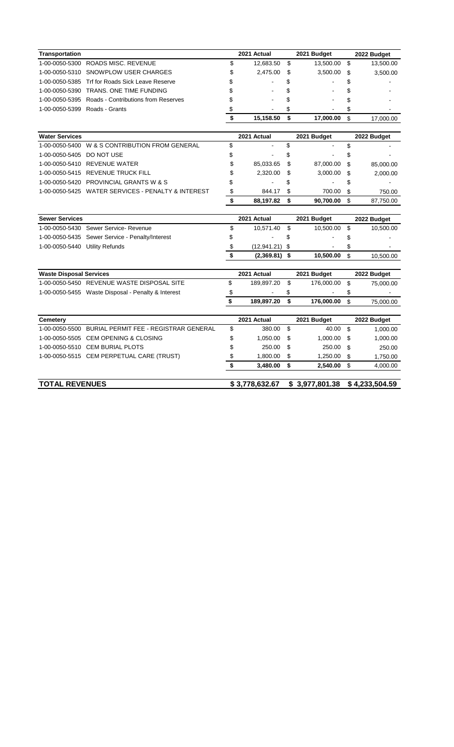| Transportation | | 2021 Actual | 2021 Budget | 2022 Budget |
|---|---|---|---|---|
| 1-00-0050-5300 | ROADS MISC. REVENUE | $ 12,683.50 | $ 13,500.00 | $ 13,500.00 |
| 1-00-0050-5310 | SNOWPLOW USER CHARGES | $ 2,475.00 | $ 3,500.00 | $ 3,500.00 |
| 1-00-0050-5385 | Trf for Roads Sick Leave Reserve | $ - | $ - | $ - |
| 1-00-0050-5390 | TRANS. ONE TIME FUNDING | $ - | $ - | $ - |
| 1-00-0050-5395 | Roads - Contributions from Reserves | $ - | $ - | $ - |
| 1-00-0050-5399 | Roads - Grants | $ - | $ - | $ - |
| | | **$ 15,158.50** | **$ 17,000.00** | $ 17,000.00 |

| Water Services | | 2021 Actual | 2021 Budget | 2022 Budget |
|---|---|---|---|---|
| 1-00-0050-5400 | W & S CONTRIBUTION FROM GENERAL | $ - | $ - | $ - |
| 1-00-0050-5405 | DO NOT USE | $ - | $ - | $ - |
| 1-00-0050-5410 | REVENUE WATER | $ 85,033.65 | $ 87,000.00 | $ 85,000.00 |
| 1-00-0050-5415 | REVENUE TRUCK FILL | $ 2,320.00 | $ 3,000.00 | $ 2,000.00 |
| 1-00-0050-5420 | PROVINCIAL GRANTS W & S | $ - | $ - | $ - |
| 1-00-0050-5425 | WATER SERVICES - PENALTY & INTEREST | $ 844.17 | $ 700.00 | $ 750.00 |
| | | **$ 88,197.82** | **$ 90,700.00** | $ 87,750.00 |

| Sewer Services | | 2021 Actual | 2021 Budget | 2022 Budget |
|---|---|---|---|---|
| 1-00-0050-5430 | Sewer Service- Revenue | $ 10,571.40 | $ 10,500.00 | $ 10,500.00 |
| 1-00-0050-5435 | Sewer Service - Penalty/Interest | $ - | $ - | $ - |
| 1-00-0050-5440 | Utility Refunds | $ (12,941.21) | $ - | $ - |
| | | **$ (2,369.81)** | **$ 10,500.00** | $ 10,500.00 |

| Waste Disposal Services | | 2021 Actual | 2021 Budget | 2022 Budget |
|---|---|---|---|---|
| 1-00-0050-5450 | REVENUE WASTE DISPOSAL SITE | $ 189,897.20 | $ 176,000.00 | $ 75,000.00 |
| 1-00-0050-5455 | Waste Disposal - Penalty & Interest | $ - | $ - | $ - |
| | | **$ 189,897.20** | **$ 176,000.00** | $ 75,000.00 |

| Cemetery | | 2021 Actual | 2021 Budget | 2022 Budget |
|---|---|---|---|---|
| 1-00-0050-5500 | BURIAL PERMIT FEE - REGISTRAR GENERAL | $ 380.00 | $ 40.00 | $ 1,000.00 |
| 1-00-0050-5505 | CEM OPENING & CLOSING | $ 1,050.00 | $ 1,000.00 | $ 1,000.00 |
| 1-00-0050-5510 | CEM BURIAL PLOTS | $ 250.00 | $ 250.00 | $ 250.00 |
| 1-00-0050-5515 | CEM PERPETUAL CARE (TRUST) | $ 1,800.00 | $ 1,250.00 | $ 1,750.00 |
| | | **$ 3,480.00** | **$ 2,540.00** | $ 4,000.00 |

| **TOTAL REVENUES** | | **$ 3,778,632.67** | **$ 3,977,801.38** | **$ 4,233,504.59** |
|---|---|---|---|---|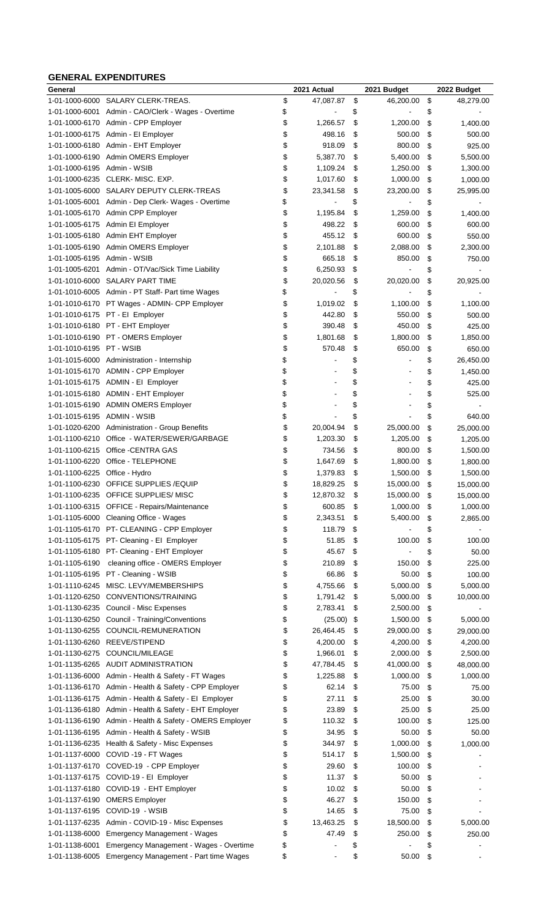## GENERAL EXPENDITURES

| General | | 2021 Actual | 2021 Budget | 2022 Budget |
|---|---|---|---|---|
| 1-01-1000-6000 | SALARY CLERK-TREAS. | $ 47,087.87 | $ 46,200.00 | $ 48,279.00 |
| 1-01-1000-6001 | Admin - CAO/Clerk - Wages - Overtime | $ - | $ - | $ - |
| 1-01-1000-6170 | Admin - CPP Employer | $ 1,266.57 | $ 1,200.00 | $ 1,400.00 |
| 1-01-1000-6175 | Admin - EI Employer | $ 498.16 | $ 500.00 | $ 500.00 |
| 1-01-1000-6180 | Admin - EHT Employer | $ 918.09 | $ 800.00 | $ 925.00 |
| 1-01-1000-6190 | Admin OMERS Employer | $ 5,387.70 | $ 5,400.00 | $ 5,500.00 |
| 1-01-1000-6195 | Admin - WSIB | $ 1,109.24 | $ 1,250.00 | $ 1,300.00 |
| 1-01-1000-6235 | CLERK- MISC. EXP. | $ 1,017.60 | $ 1,000.00 | $ 1,000.00 |
| 1-01-1005-6000 | SALARY DEPUTY CLERK-TREAS | $ 23,341.58 | $ 23,200.00 | $ 25,995.00 |
| 1-01-1005-6001 | Admin - Dep Clerk- Wages - Overtime | $ - | $ - | $ - |
| 1-01-1005-6170 | Admin CPP Employer | $ 1,195.84 | $ 1,259.00 | $ 1,400.00 |
| 1-01-1005-6175 | Admin EI Employer | $ 498.22 | $ 600.00 | $ 600.00 |
| 1-01-1005-6180 | Admin EHT Employer | $ 455.12 | $ 600.00 | $ 550.00 |
| 1-01-1005-6190 | Admin OMERS Employer | $ 2,101.88 | $ 2,088.00 | $ 2,300.00 |
| 1-01-1005-6195 | Admin - WSIB | $ 665.18 | $ 850.00 | $ 750.00 |
| 1-01-1005-6201 | Admin - OT/Vac/Sick Time Liability | $ 6,250.93 | $ - | $ - |
| 1-01-1010-6000 | SALARY PART TIME | $ 20,020.56 | $ 20,020.00 | $ 20,925.00 |
| 1-01-1010-6005 | Admin - PT Staff- Part time Wages | $ - | $ - | $ - |
| 1-01-1010-6170 | PT Wages - ADMIN- CPP Employer | $ 1,019.02 | $ 1,100.00 | $ 1,100.00 |
| 1-01-1010-6175 | PT - EI Employer | $ 442.80 | $ 550.00 | $ 500.00 |
| 1-01-1010-6180 | PT - EHT Employer | $ 390.48 | $ 450.00 | $ 425.00 |
| 1-01-1010-6190 | PT - OMERS Employer | $ 1,801.68 | $ 1,800.00 | $ 1,850.00 |
| 1-01-1010-6195 | PT - WSIB | $ 570.48 | $ 650.00 | $ 650.00 |
| 1-01-1015-6000 | Administration - Internship | $ - | $ - | $ 26,450.00 |
| 1-01-1015-6170 | ADMIN - CPP Employer | $ - | $ - | $ 1,450.00 |
| 1-01-1015-6175 | ADMIN - EI Employer | $ - | $ - | $ 425.00 |
| 1-01-1015-6180 | ADMIN - EHT Employer | $ - | $ - | $ 525.00 |
| 1-01-1015-6190 | ADMIN OMERS Employer | $ - | $ - | $ - |
| 1-01-1015-6195 | ADMIN - WSIB | $ - | $ - | $ 640.00 |
| 1-01-1020-6200 | Administration - Group Benefits | $ 20,004.94 | $ 25,000.00 | $ 25,000.00 |
| 1-01-1100-6210 | Office - WATER/SEWER/GARBAGE | $ 1,203.30 | $ 1,205.00 | $ 1,205.00 |
| 1-01-1100-6215 | Office -CENTRA GAS | $ 734.56 | $ 800.00 | $ 1,500.00 |
| 1-01-1100-6220 | Office - TELEPHONE | $ 1,647.69 | $ 1,800.00 | $ 1,800.00 |
| 1-01-1100-6225 | Office - Hydro | $ 1,379.83 | $ 1,500.00 | $ 1,500.00 |
| 1-01-1100-6230 | OFFICE SUPPLIES /EQUIP | $ 18,829.25 | $ 15,000.00 | $ 15,000.00 |
| 1-01-1100-6235 | OFFICE SUPPLIES/ MISC | $ 12,870.32 | $ 15,000.00 | $ 15,000.00 |
| 1-01-1100-6315 | OFFICE - Repairs/Maintenance | $ 600.85 | $ 1,000.00 | $ 1,000.00 |
| 1-01-1105-6000 | Cleaning Office - Wages | $ 2,343.51 | $ 5,400.00 | $ 2,865.00 |
| 1-01-1105-6170 | PT- CLEANING - CPP Employer | $ 118.79 | $ - | $ - |
| 1-01-1105-6175 | PT- Cleaning - EI Employer | $ 51.85 | $ 100.00 | $ 100.00 |
| 1-01-1105-6180 | PT- Cleaning - EHT Employer | $ 45.67 | $ - | $ 50.00 |
| 1-01-1105-6190 | cleaning office - OMERS Employer | $ 210.89 | $ 150.00 | $ 225.00 |
| 1-01-1105-6195 | PT - Cleaning - WSIB | $ 66.86 | $ 50.00 | $ 100.00 |
| 1-01-1110-6245 | MISC. LEVY/MEMBERSHIPS | $ 4,755.66 | $ 5,000.00 | $ 5,000.00 |
| 1-01-1120-6250 | CONVENTIONS/TRAINING | $ 1,791.42 | $ 5,000.00 | $ 10,000.00 |
| 1-01-1130-6235 | Council - Misc Expenses | $ 2,783.41 | $ 2,500.00 | $ - |
| 1-01-1130-6250 | Council - Training/Conventions | $ (25.00) | $ 1,500.00 | $ 5,000.00 |
| 1-01-1130-6255 | COUNCIL-REMUNERATION | $ 26,464.45 | $ 29,000.00 | $ 29,000.00 |
| 1-01-1130-6260 | REEVE/STIPEND | $ 4,200.00 | $ 4,200.00 | $ 4,200.00 |
| 1-01-1130-6275 | COUNCIL/MILEAGE | $ 1,966.01 | $ 2,000.00 | $ 2,500.00 |
| 1-01-1135-6265 | AUDIT ADMINISTRATION | $ 47,784.45 | $ 41,000.00 | $ 48,000.00 |
| 1-01-1136-6000 | Admin - Health & Safety - FT Wages | $ 1,225.88 | $ 1,000.00 | $ 1,000.00 |
| 1-01-1136-6170 | Admin - Health & Safety - CPP Employer | $ 62.14 | $ 75.00 | $ 75.00 |
| 1-01-1136-6175 | Admin - Health & Safety - EI Employer | $ 27.11 | $ 25.00 | $ 30.00 |
| 1-01-1136-6180 | Admin - Health & Safety - EHT Employer | $ 23.89 | $ 25.00 | $ 25.00 |
| 1-01-1136-6190 | Admin - Health & Safety - OMERS Employer | $ 110.32 | $ 100.00 | $ 125.00 |
| 1-01-1136-6195 | Admin - Health & Safety - WSIB | $ 34.95 | $ 50.00 | $ 50.00 |
| 1-01-1136-6235 | Health & Safety - Misc Expenses | $ 344.97 | $ 1,000.00 | $ 1,000.00 |
| 1-01-1137-6000 | COVID -19 - FT Wages | $ 514.17 | $ 1,500.00 | $ - |
| 1-01-1137-6170 | COVED-19 - CPP Employer | $ 29.60 | $ 100.00 | $ - |
| 1-01-1137-6175 | COVID-19 - EI Employer | $ 11.37 | $ 50.00 | $ - |
| 1-01-1137-6180 | COVID-19 - EHT Employer | $ 10.02 | $ 50.00 | $ - |
| 1-01-1137-6190 | OMERS Employer | $ 46.27 | $ 150.00 | $ - |
| 1-01-1137-6195 | COVID-19 - WSIB | $ 14.65 | $ 75.00 | $ - |
| 1-01-1137-6235 | Admin - COVID-19 - Misc Expenses | $ 13,463.25 | $ 18,500.00 | $ 5,000.00 |
| 1-01-1138-6000 | Emergency Management - Wages | $ 47.49 | $ 250.00 | $ 250.00 |
| 1-01-1138-6001 | Emergency Management - Wages - Overtime | $ - | $ - | $ - |
| 1-01-1138-6005 | Emergency Management - Part time Wages | $ - | $ 50.00 | $ - |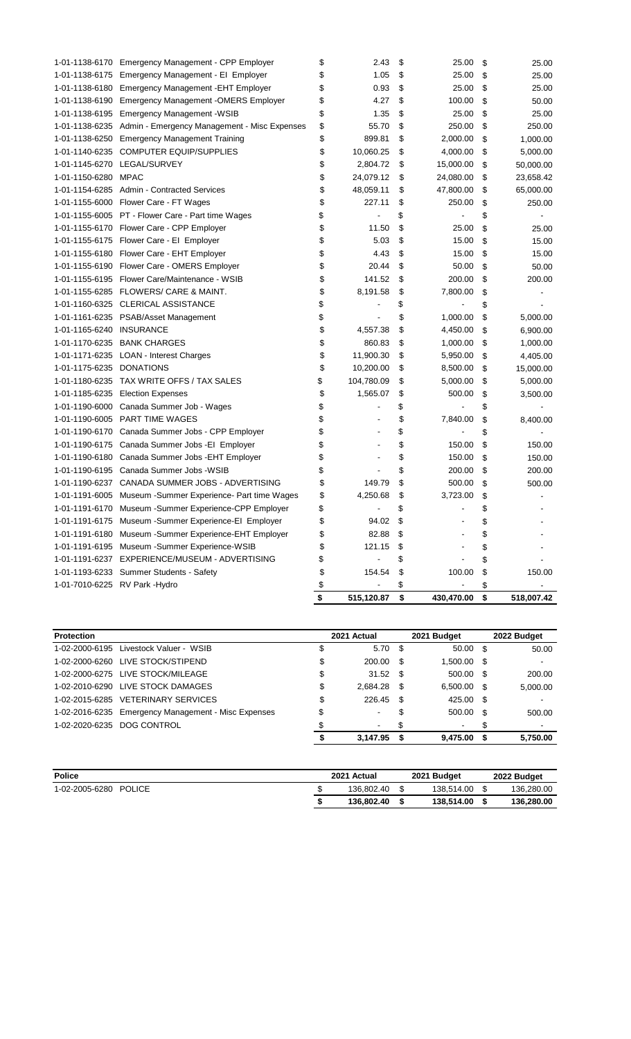| | | | | |
|---|---|---|---|---|
| 1-01-1138-6170 | Emergency Management - CPP Employer | $ 2.43 | $ 25.00 | $ 25.00 |
| 1-01-1138-6175 | Emergency Management - EI Employer | $ 1.05 | $ 25.00 | $ 25.00 |
| 1-01-1138-6180 | Emergency Management -EHT Employer | $ 0.93 | $ 25.00 | $ 25.00 |
| 1-01-1138-6190 | Emergency Management -OMERS Employer | $ 4.27 | $ 100.00 | $ 50.00 |
| 1-01-1138-6195 | Emergency Management -WSIB | $ 1.35 | $ 25.00 | $ 25.00 |
| 1-01-1138-6235 | Admin - Emergency Management - Misc Expenses | $ 55.70 | $ 250.00 | $ 250.00 |
| 1-01-1138-6250 | Emergency Management Training | $ 899.81 | $ 2,000.00 | $ 1,000.00 |
| 1-01-1140-6235 | COMPUTER EQUIP/SUPPLIES | $ 10,060.25 | $ 4,000.00 | $ 5,000.00 |
| 1-01-1145-6270 | LEGAL/SURVEY | $ 2,804.72 | $ 15,000.00 | $ 50,000.00 |
| 1-01-1150-6280 | MPAC | $ 24,079.12 | $ 24,080.00 | $ 23,658.42 |
| 1-01-1154-6285 | Admin - Contracted Services | $ 48,059.11 | $ 47,800.00 | $ 65,000.00 |
| 1-01-1155-6000 | Flower Care - FT Wages | $ 227.11 | $ 250.00 | $ 250.00 |
| 1-01-1155-6005 | PT - Flower Care - Part time Wages | $ - | $ - | $ - |
| 1-01-1155-6170 | Flower Care - CPP Employer | $ 11.50 | $ 25.00 | $ 25.00 |
| 1-01-1155-6175 | Flower Care - EI Employer | $ 5.03 | $ 15.00 | $ 15.00 |
| 1-01-1155-6180 | Flower Care - EHT Employer | $ 4.43 | $ 15.00 | $ 15.00 |
| 1-01-1155-6190 | Flower Care - OMERS Employer | $ 20.44 | $ 50.00 | $ 50.00 |
| 1-01-1155-6195 | Flower Care/Maintenance - WSIB | $ 141.52 | $ 200.00 | $ 200.00 |
| 1-01-1155-6285 | FLOWERS/ CARE & MAINT. | $ 8,191.58 | $ 7,800.00 | $ - |
| 1-01-1160-6325 | CLERICAL ASSISTANCE | $ - | $ - | $ - |
| 1-01-1161-6235 | PSAB/Asset Management | $ - | $ 1,000.00 | $ 5,000.00 |
| 1-01-1165-6240 | INSURANCE | $ 4,557.38 | $ 4,450.00 | $ 6,900.00 |
| 1-01-1170-6235 | BANK CHARGES | $ 860.83 | $ 1,000.00 | $ 1,000.00 |
| 1-01-1171-6235 | LOAN - Interest Charges | $ 11,900.30 | $ 5,950.00 | $ 4,405.00 |
| 1-01-1175-6235 | DONATIONS | $ 10,200.00 | $ 8,500.00 | $ 15,000.00 |
| 1-01-1180-6235 | TAX WRITE OFFS / TAX SALES | $ 104,780.09 | $ 5,000.00 | $ 5,000.00 |
| 1-01-1185-6235 | Election Expenses | $ 1,565.07 | $ 500.00 | $ 3,500.00 |
| 1-01-1190-6000 | Canada Summer Job - Wages | $ - | $ - | $ - |
| 1-01-1190-6005 | PART TIME WAGES | $ - | $ 7,840.00 | $ 8,400.00 |
| 1-01-1190-6170 | Canada Summer Jobs - CPP Employer | $ - | $ - | $ - |
| 1-01-1190-6175 | Canada Summer Jobs -EI Employer | $ - | $ 150.00 | $ 150.00 |
| 1-01-1190-6180 | Canada Summer Jobs -EHT Employer | $ - | $ 150.00 | $ 150.00 |
| 1-01-1190-6195 | Canada Summer Jobs -WSIB | $ - | $ 200.00 | $ 200.00 |
| 1-01-1190-6237 | CANADA SUMMER JOBS - ADVERTISING | $ 149.79 | $ 500.00 | $ 500.00 |
| 1-01-1191-6005 | Museum -Summer Experience- Part time Wages | $ 4,250.68 | $ 3,723.00 | $ - |
| 1-01-1191-6170 | Museum -Summer Experience-CPP Employer | $ - | $ - | $ - |
| 1-01-1191-6175 | Museum -Summer Experience-EI Employer | $ 94.02 | $ - | $ - |
| 1-01-1191-6180 | Museum -Summer Experience-EHT Employer | $ 82.88 | $ - | $ - |
| 1-01-1191-6195 | Museum -Summer Experience-WSIB | $ 121.15 | $ - | $ - |
| 1-01-1191-6237 | EXPERIENCE/MUSEUM - ADVERTISING | $ - | $ - | $ - |
| 1-01-1193-6233 | Summer Students - Safety | $ 154.54 | $ 100.00 | $ 150.00 |
| 1-01-7010-6225 | RV Park -Hydro | $ - | $ - | $ - |
| | | **$ 515,120.87** | **$ 430,470.00** | **$ 518,007.42** |

| Protection | | 2021 Actual | 2021 Budget | 2022 Budget |
|---|---|---|---|---|
| 1-02-2000-6195 | Livestock Valuer - WSIB | $ 5.70 | $ 50.00 | $ 50.00 |
| 1-02-2000-6260 | LIVE STOCK/STIPEND | $ 200.00 | $ 1,500.00 | $ - |
| 1-02-2000-6275 | LIVE STOCK/MILEAGE | $ 31.52 | $ 500.00 | $ 200.00 |
| 1-02-2010-6290 | LIVE STOCK DAMAGES | $ 2,684.28 | $ 6,500.00 | $ 5,000.00 |
| 1-02-2015-6285 | VETERINARY SERVICES | $ 226.45 | $ 425.00 | $ - |
| 1-02-2016-6235 | Emergency Management - Misc Expenses | $ - | $ 500.00 | $ 500.00 |
| 1-02-2020-6235 | DOG CONTROL | $ - | $ - | $ - |
| | | **$ 3,147.95** | **$ 9,475.00** | **$ 5,750.00** |

| Police | | 2021 Actual | 2021 Budget | 2022 Budget |
|---|---|---|---|---|
| 1-02-2005-6280 | POLICE | $ 136,802.40 | $ 138,514.00 | $ 136,280.00 |
| | | **$ 136,802.40** | **$ 138,514.00** | **$ 136,280.00** |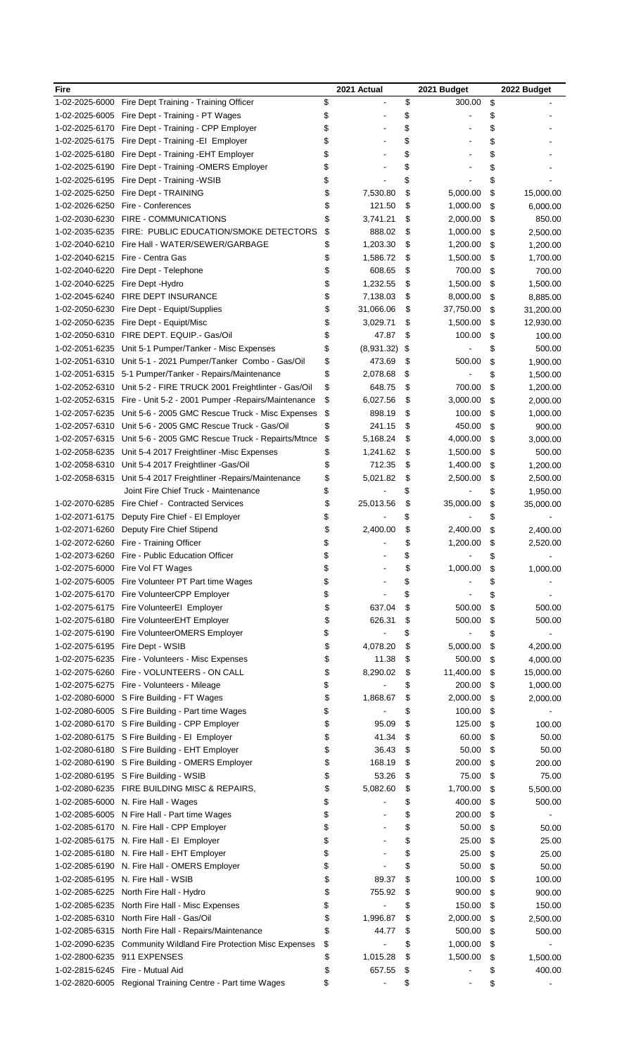| Fire | | 2021 Actual | 2021 Budget | 2022 Budget |
|---|---|---|---|---|
| 1-02-2025-6000 | Fire Dept Training - Training Officer | $ - | $ 300.00 | $ - |
| 1-02-2025-6005 | Fire Dept - Training - PT Wages | $ - | $ - | $ - |
| 1-02-2025-6170 | Fire Dept - Training - CPP Employer | $ - | $ - | $ - |
| 1-02-2025-6175 | Fire Dept - Training -EI Employer | $ - | $ - | $ - |
| 1-02-2025-6180 | Fire Dept - Training -EHT Employer | $ - | $ - | $ - |
| 1-02-2025-6190 | Fire Dept - Training -OMERS Employer | $ - | $ - | $ - |
| 1-02-2025-6195 | Fire Dept - Training -WSIB | $ - | $ - | $ - |
| 1-02-2025-6250 | Fire Dept - TRAINING | $ 7,530.80 | $ 5,000.00 | $ 15,000.00 |
| 1-02-2026-6250 | Fire - Conferences | $ 121.50 | $ 1,000.00 | $ 6,000.00 |
| 1-02-2030-6230 | FIRE - COMMUNICATIONS | $ 3,741.21 | $ 2,000.00 | $ 850.00 |
| 1-02-2035-6235 | FIRE: PUBLIC EDUCATION/SMOKE DETECTORS | $ 888.02 | $ 1,000.00 | $ 2,500.00 |
| 1-02-2040-6210 | Fire Hall - WATER/SEWER/GARBAGE | $ 1,203.30 | $ 1,200.00 | $ 1,200.00 |
| 1-02-2040-6215 | Fire - Centra Gas | $ 1,586.72 | $ 1,500.00 | $ 1,700.00 |
| 1-02-2040-6220 | Fire Dept - Telephone | $ 608.65 | $ 700.00 | $ 700.00 |
| 1-02-2040-6225 | Fire Dept -Hydro | $ 1,232.55 | $ 1,500.00 | $ 1,500.00 |
| 1-02-2045-6240 | FIRE DEPT INSURANCE | $ 7,138.03 | $ 8,000.00 | $ 8,885.00 |
| 1-02-2050-6230 | Fire Dept - Equipt/Supplies | $ 31,066.06 | $ 37,750.00 | $ 31,200.00 |
| 1-02-2050-6235 | Fire Dept - Equipt/Misc | $ 3,029.71 | $ 1,500.00 | $ 12,930.00 |
| 1-02-2050-6310 | FIRE DEPT. EQUIP.- Gas/Oil | $ 47.87 | $ 100.00 | $ 100.00 |
| 1-02-2051-6235 | Unit 5-1 Pumper/Tanker - Misc Expenses | $ (8,931.32) | $ - | $ 500.00 |
| 1-02-2051-6310 | Unit 5-1 - 2021 Pumper/Tanker Combo - Gas/Oil | $ 473.69 | $ 500.00 | $ 1,900.00 |
| 1-02-2051-6315 | 5-1 Pumper/Tanker - Repairs/Maintenance | $ 2,078.68 | $ - | $ 1,500.00 |
| 1-02-2052-6310 | Unit 5-2 - FIRE TRUCK 2001 Freightlinter - Gas/Oil | $ 648.75 | $ 700.00 | $ 1,200.00 |
| 1-02-2052-6315 | Fire - Unit 5-2 - 2001 Pumper -Repairs/Maintenance | $ 6,027.56 | $ 3,000.00 | $ 2,000.00 |
| 1-02-2057-6235 | Unit 5-6 - 2005 GMC Rescue Truck - Misc Expenses | $ 898.19 | $ 100.00 | $ 1,000.00 |
| 1-02-2057-6310 | Unit 5-6 - 2005 GMC Rescue Truck - Gas/Oil | $ 241.15 | $ 450.00 | $ 900.00 |
| 1-02-2057-6315 | Unit 5-6 - 2005 GMC Rescue Truck - Repairts/Mtnce | $ 5,168.24 | $ 4,000.00 | $ 3,000.00 |
| 1-02-2058-6235 | Unit 5-4 2017 Freightliner -Misc Expenses | $ 1,241.62 | $ 1,500.00 | $ 500.00 |
| 1-02-2058-6310 | Unit 5-4 2017 Freightliner -Gas/Oil | $ 712.35 | $ 1,400.00 | $ 1,200.00 |
| 1-02-2058-6315 | Unit 5-4 2017 Freightliner -Repairs/Maintenance | $ 5,021.82 | $ 2,500.00 | $ 2,500.00 |
| | Joint Fire Chief Truck - Maintenance | $ - | $ - | $ 1,950.00 |
| 1-02-2070-6285 | Fire Chief - Contracted Services | $ 25,013.56 | $ 35,000.00 | $ 35,000.00 |
| 1-02-2071-6175 | Deputy Fire Chief - EI Employer | $ - | $ - | $ - |
| 1-02-2071-6260 | Deputy Fire Chief Stipend | $ 2,400.00 | $ 2,400.00 | $ 2,400.00 |
| 1-02-2072-6260 | Fire - Training Officer | $ - | $ 1,200.00 | $ 2,520.00 |
| 1-02-2073-6260 | Fire - Public Education Officer | $ - | $ - | $ - |
| 1-02-2075-6000 | Fire Vol FT Wages | $ - | $ 1,000.00 | $ 1,000.00 |
| 1-02-2075-6005 | Fire Volunteer PT Part time Wages | $ - | $ - | $ - |
| 1-02-2075-6170 | Fire VolunteerCPP Employer | $ - | $ - | $ - |
| 1-02-2075-6175 | Fire VolunteerEI Employer | $ 637.04 | $ 500.00 | $ 500.00 |
| 1-02-2075-6180 | Fire VolunteerEHT Employer | $ 626.31 | $ 500.00 | $ 500.00 |
| 1-02-2075-6190 | Fire VolunteerOMERS Employer | $ - | $ - | $ - |
| 1-02-2075-6195 | Fire Dept - WSIB | $ 4,078.20 | $ 5,000.00 | $ 4,200.00 |
| 1-02-2075-6235 | Fire - Volunteers - Misc Expenses | $ 11.38 | $ 500.00 | $ 4,000.00 |
| 1-02-2075-6260 | Fire - VOLUNTEERS - ON CALL | $ 8,290.02 | $ 11,400.00 | $ 15,000.00 |
| 1-02-2075-6275 | Fire - Volunteers - Mileage | $ - | $ 200.00 | $ 1,000.00 |
| 1-02-2080-6000 | S Fire Building - FT Wages | $ 1,868.67 | $ 2,000.00 | $ 2,000.00 |
| 1-02-2080-6005 | S Fire Building - Part time Wages | $ - | $ 100.00 | $ - |
| 1-02-2080-6170 | S Fire Building - CPP Employer | $ 95.09 | $ 125.00 | $ 100.00 |
| 1-02-2080-6175 | S Fire Building - EI Employer | $ 41.34 | $ 60.00 | $ 50.00 |
| 1-02-2080-6180 | S Fire Building - EHT Employer | $ 36.43 | $ 50.00 | $ 50.00 |
| 1-02-2080-6190 | S Fire Building - OMERS Employer | $ 168.19 | $ 200.00 | $ 200.00 |
| 1-02-2080-6195 | S Fire Building - WSIB | $ 53.26 | $ 75.00 | $ 75.00 |
| 1-02-2080-6235 | FIRE BUILDING MISC & REPAIRS, | $ 5,082.60 | $ 1,700.00 | $ 5,500.00 |
| 1-02-2085-6000 | N. Fire Hall - Wages | $ - | $ 400.00 | $ 500.00 |
| 1-02-2085-6005 | N Fire Hall - Part time Wages | $ - | $ 200.00 | $ - |
| 1-02-2085-6170 | N. Fire Hall - CPP Employer | $ - | $ 50.00 | $ 50.00 |
| 1-02-2085-6175 | N. Fire Hall - EI Employer | $ - | $ 25.00 | $ 25.00 |
| 1-02-2085-6180 | N. Fire Hall - EHT Employer | $ - | $ 25.00 | $ 25.00 |
| 1-02-2085-6190 | N. Fire Hall - OMERS Employer | $ - | $ 50.00 | $ 50.00 |
| 1-02-2085-6195 | N. Fire Hall - WSIB | $ 89.37 | $ 100.00 | $ 100.00 |
| 1-02-2085-6225 | North Fire Hall - Hydro | $ 755.92 | $ 900.00 | $ 900.00 |
| 1-02-2085-6235 | North Fire Hall - Misc Expenses | $ - | $ 150.00 | $ 150.00 |
| 1-02-2085-6310 | North Fire Hall - Gas/Oil | $ 1,996.87 | $ 2,000.00 | $ 2,500.00 |
| 1-02-2085-6315 | North Fire Hall - Repairs/Maintenance | $ 44.77 | $ 500.00 | $ 500.00 |
| 1-02-2090-6235 | Community Wildland Fire Protection Misc Expenses | $ - | $ 1,000.00 | $ - |
| 1-02-2800-6235 | 911 EXPENSES | $ 1,015.28 | $ 1,500.00 | $ 1,500.00 |
| 1-02-2815-6245 | Fire - Mutual Aid | $ 657.55 | $ - | $ 400.00 |
| 1-02-2820-6005 | Regional Training Centre - Part time Wages | $ - | $ - | $ - |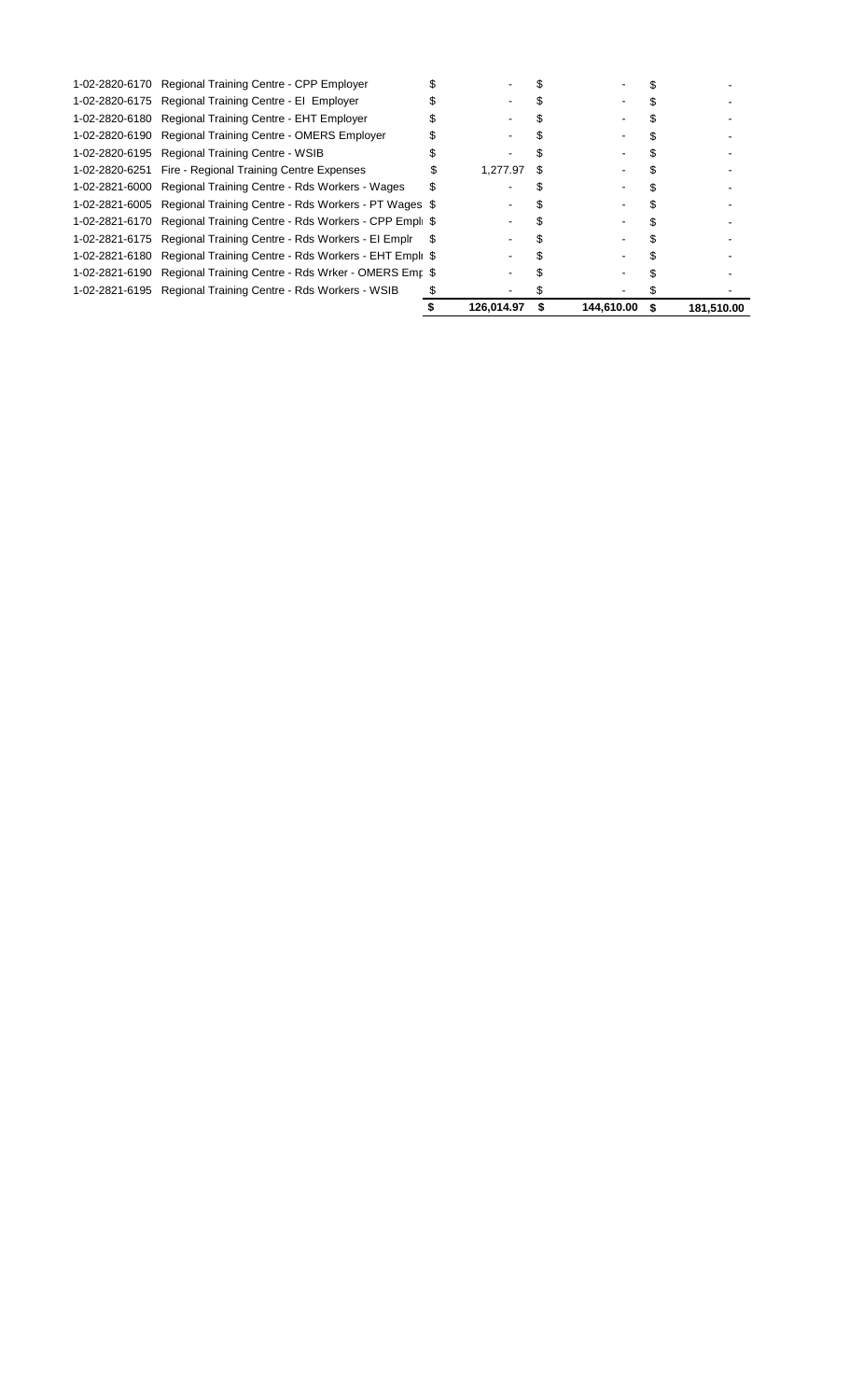| | | | | |
|---|---|---|---|---|
| 1-02-2820-6170 | Regional Training Centre - CPP Employer | $ - | $ - | $ - |
| 1-02-2820-6175 | Regional Training Centre - EI Employer | $ - | $ - | $ - |
| 1-02-2820-6180 | Regional Training Centre - EHT Employer | $ - | $ - | $ - |
| 1-02-2820-6190 | Regional Training Centre - OMERS Employer | $ - | $ - | $ - |
| 1-02-2820-6195 | Regional Training Centre - WSIB | $ - | $ - | $ - |
| 1-02-2820-6251 | Fire - Regional Training Centre Expenses | $ 1,277.97 | $ - | $ - |
| 1-02-2821-6000 | Regional Training Centre - Rds Workers - Wages | $ - | $ - | $ - |
| 1-02-2821-6005 | Regional Training Centre - Rds Workers - PT Wages | $ - | $ - | $ - |
| 1-02-2821-6170 | Regional Training Centre - Rds Workers - CPP Empl | $ - | $ - | $ - |
| 1-02-2821-6175 | Regional Training Centre - Rds Workers - EI Emplr | $ - | $ - | $ - |
| 1-02-2821-6180 | Regional Training Centre - Rds Workers - EHT Empl | $ - | $ - | $ - |
| 1-02-2821-6190 | Regional Training Centre - Rds Wrker - OMERS Emp | $ - | $ - | $ - |
| 1-02-2821-6195 | Regional Training Centre - Rds Workers - WSIB | $ - | $ - | $ - |
| | | **$ 126,014.97** | **$ 144,610.00** | **$ 181,510.00** |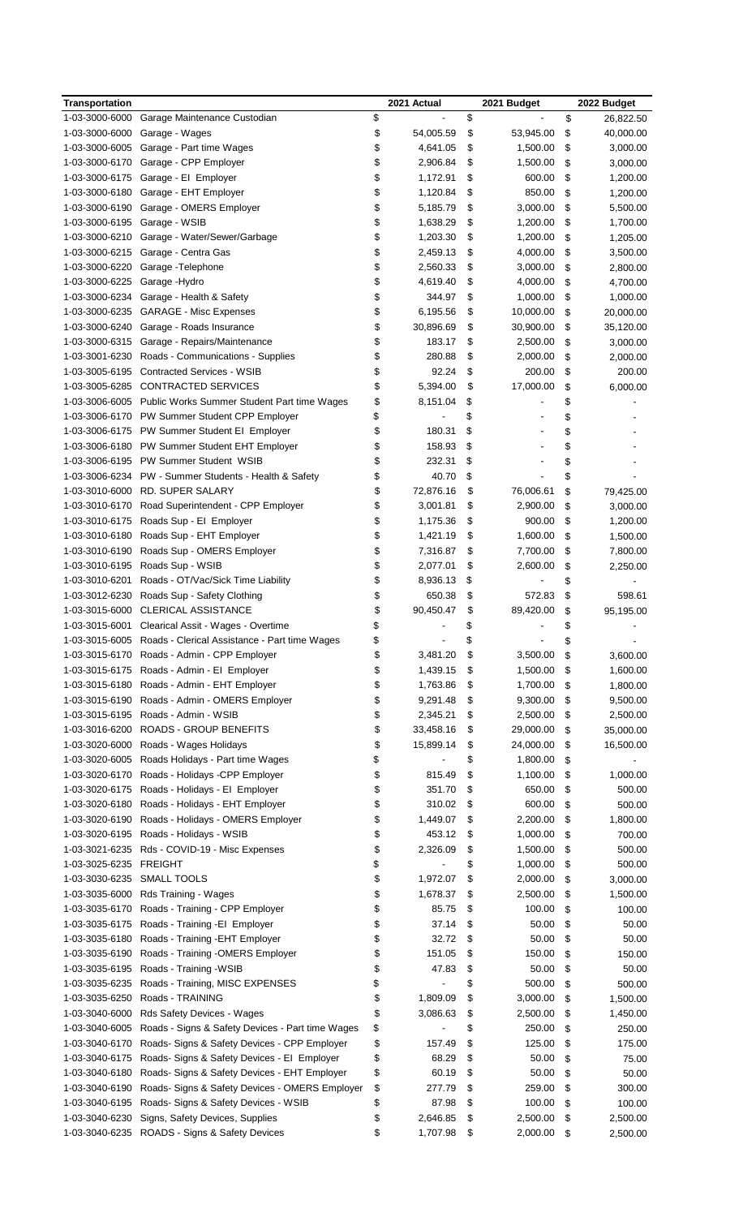| Transportation | | 2021 Actual | 2021 Budget | 2022 Budget |
|---|---|---|---|---|
| 1-03-3000-6000 | Garage Maintenance Custodian | $ - | $ - | $ 26,822.50 |
| 1-03-3000-6000 | Garage - Wages | $ 54,005.59 | $ 53,945.00 | $ 40,000.00 |
| 1-03-3000-6005 | Garage - Part time Wages | $ 4,641.05 | $ 1,500.00 | $ 3,000.00 |
| 1-03-3000-6170 | Garage - CPP Employer | $ 2,906.84 | $ 1,500.00 | $ 3,000.00 |
| 1-03-3000-6175 | Garage - EI Employer | $ 1,172.91 | $ 600.00 | $ 1,200.00 |
| 1-03-3000-6180 | Garage - EHT Employer | $ 1,120.84 | $ 850.00 | $ 1,200.00 |
| 1-03-3000-6190 | Garage - OMERS Employer | $ 5,185.79 | $ 3,000.00 | $ 5,500.00 |
| 1-03-3000-6195 | Garage - WSIB | $ 1,638.29 | $ 1,200.00 | $ 1,700.00 |
| 1-03-3000-6210 | Garage - Water/Sewer/Garbage | $ 1,203.30 | $ 1,200.00 | $ 1,205.00 |
| 1-03-3000-6215 | Garage - Centra Gas | $ 2,459.13 | $ 4,000.00 | $ 3,500.00 |
| 1-03-3000-6220 | Garage -Telephone | $ 2,560.33 | $ 3,000.00 | $ 2,800.00 |
| 1-03-3000-6225 | Garage -Hydro | $ 4,619.40 | $ 4,000.00 | $ 4,700.00 |
| 1-03-3000-6234 | Garage - Health & Safety | $ 344.97 | $ 1,000.00 | $ 1,000.00 |
| 1-03-3000-6235 | GARAGE - Misc Expenses | $ 6,195.56 | $ 10,000.00 | $ 20,000.00 |
| 1-03-3000-6240 | Garage - Roads Insurance | $ 30,896.69 | $ 30,900.00 | $ 35,120.00 |
| 1-03-3000-6315 | Garage - Repairs/Maintenance | $ 183.17 | $ 2,500.00 | $ 3,000.00 |
| 1-03-3001-6230 | Roads - Communications - Supplies | $ 280.88 | $ 2,000.00 | $ 2,000.00 |
| 1-03-3005-6195 | Contracted Services - WSIB | $ 92.24 | $ 200.00 | $ 200.00 |
| 1-03-3005-6285 | CONTRACTED SERVICES | $ 5,394.00 | $ 17,000.00 | $ 6,000.00 |
| 1-03-3006-6005 | Public Works Summer Student Part time Wages | $ 8,151.04 | $ - | $ - |
| 1-03-3006-6170 | PW Summer Student CPP Employer | $ - | $ - | $ - |
| 1-03-3006-6175 | PW Summer Student EI Employer | $ 180.31 | $ - | $ - |
| 1-03-3006-6180 | PW Summer Student EHT Employer | $ 158.93 | $ - | $ - |
| 1-03-3006-6195 | PW Summer Student WSIB | $ 232.31 | $ - | $ - |
| 1-03-3006-6234 | PW - Summer Students - Health & Safety | $ 40.70 | $ - | $ - |
| 1-03-3010-6000 | RD. SUPER SALARY | $ 72,876.16 | $ 76,006.61 | $ 79,425.00 |
| 1-03-3010-6170 | Road Superintendent - CPP Employer | $ 3,001.81 | $ 2,900.00 | $ 3,000.00 |
| 1-03-3010-6175 | Roads Sup - EI Employer | $ 1,175.36 | $ 900.00 | $ 1,200.00 |
| 1-03-3010-6180 | Roads Sup - EHT Employer | $ 1,421.19 | $ 1,600.00 | $ 1,500.00 |
| 1-03-3010-6190 | Roads Sup - OMERS Employer | $ 7,316.87 | $ 7,700.00 | $ 7,800.00 |
| 1-03-3010-6195 | Roads Sup - WSIB | $ 2,077.01 | $ 2,600.00 | $ 2,250.00 |
| 1-03-3010-6201 | Roads - OT/Vac/Sick Time Liability | $ 8,936.13 | $ - | $ - |
| 1-03-3012-6230 | Roads Sup - Safety Clothing | $ 650.38 | $ 572.83 | $ 598.61 |
| 1-03-3015-6000 | CLERICAL ASSISTANCE | $ 90,450.47 | $ 89,420.00 | $ 95,195.00 |
| 1-03-3015-6001 | Clearical Assit - Wages - Overtime | $ - | $ - | $ - |
| 1-03-3015-6005 | Roads - Clerical Assistance - Part time Wages | $ - | $ - | $ - |
| 1-03-3015-6170 | Roads - Admin - CPP Employer | $ 3,481.20 | $ 3,500.00 | $ 3,600.00 |
| 1-03-3015-6175 | Roads - Admin - EI Employer | $ 1,439.15 | $ 1,500.00 | $ 1,600.00 |
| 1-03-3015-6180 | Roads - Admin - EHT Employer | $ 1,763.86 | $ 1,700.00 | $ 1,800.00 |
| 1-03-3015-6190 | Roads - Admin - OMERS Employer | $ 9,291.48 | $ 9,300.00 | $ 9,500.00 |
| 1-03-3015-6195 | Roads - Admin - WSIB | $ 2,345.21 | $ 2,500.00 | $ 2,500.00 |
| 1-03-3016-6200 | ROADS - GROUP BENEFITS | $ 33,458.16 | $ 29,000.00 | $ 35,000.00 |
| 1-03-3020-6000 | Roads - Wages Holidays | $ 15,899.14 | $ 24,000.00 | $ 16,500.00 |
| 1-03-3020-6005 | Roads Holidays - Part time Wages | $ - | $ 1,800.00 | $ - |
| 1-03-3020-6170 | Roads - Holidays -CPP Employer | $ 815.49 | $ 1,100.00 | $ 1,000.00 |
| 1-03-3020-6175 | Roads - Holidays - EI Employer | $ 351.70 | $ 650.00 | $ 500.00 |
| 1-03-3020-6180 | Roads - Holidays - EHT Employer | $ 310.02 | $ 600.00 | $ 500.00 |
| 1-03-3020-6190 | Roads - Holidays - OMERS Employer | $ 1,449.07 | $ 2,200.00 | $ 1,800.00 |
| 1-03-3020-6195 | Roads - Holidays - WSIB | $ 453.12 | $ 1,000.00 | $ 700.00 |
| 1-03-3021-6235 | Rds - COVID-19 - Misc Expenses | $ 2,326.09 | $ 1,500.00 | $ 500.00 |
| 1-03-3025-6235 | FREIGHT | $ - | $ 1,000.00 | $ 500.00 |
| 1-03-3030-6235 | SMALL TOOLS | $ 1,972.07 | $ 2,000.00 | $ 3,000.00 |
| 1-03-3035-6000 | Rds Training - Wages | $ 1,678.37 | $ 2,500.00 | $ 1,500.00 |
| 1-03-3035-6170 | Roads - Training - CPP Employer | $ 85.75 | $ 100.00 | $ 100.00 |
| 1-03-3035-6175 | Roads - Training -EI Employer | $ 37.14 | $ 50.00 | $ 50.00 |
| 1-03-3035-6180 | Roads - Training -EHT Employer | $ 32.72 | $ 50.00 | $ 50.00 |
| 1-03-3035-6190 | Roads - Training -OMERS Employer | $ 151.05 | $ 150.00 | $ 150.00 |
| 1-03-3035-6195 | Roads - Training -WSIB | $ 47.83 | $ 50.00 | $ 50.00 |
| 1-03-3035-6235 | Roads - Training, MISC EXPENSES | $ - | $ 500.00 | $ 500.00 |
| 1-03-3035-6250 | Roads - TRAINING | $ 1,809.09 | $ 3,000.00 | $ 1,500.00 |
| 1-03-3040-6000 | Rds Safety Devices - Wages | $ 3,086.63 | $ 2,500.00 | $ 1,450.00 |
| 1-03-3040-6005 | Roads - Signs & Safety Devices - Part time Wages | $ - | $ 250.00 | $ 250.00 |
| 1-03-3040-6170 | Roads- Signs & Safety Devices - CPP Employer | $ 157.49 | $ 125.00 | $ 175.00 |
| 1-03-3040-6175 | Roads- Signs & Safety Devices - EI Employer | $ 68.29 | $ 50.00 | $ 75.00 |
| 1-03-3040-6180 | Roads- Signs & Safety Devices - EHT Employer | $ 60.19 | $ 50.00 | $ 50.00 |
| 1-03-3040-6190 | Roads- Signs & Safety Devices - OMERS Employer | $ 277.79 | $ 259.00 | $ 300.00 |
| 1-03-3040-6195 | Roads- Signs & Safety Devices - WSIB | $ 87.98 | $ 100.00 | $ 100.00 |
| 1-03-3040-6230 | Signs, Safety Devices, Supplies | $ 2,646.85 | $ 2,500.00 | $ 2,500.00 |
| 1-03-3040-6235 | ROADS - Signs & Safety Devices | $ 1,707.98 | $ 2,000.00 | $ 2,500.00 |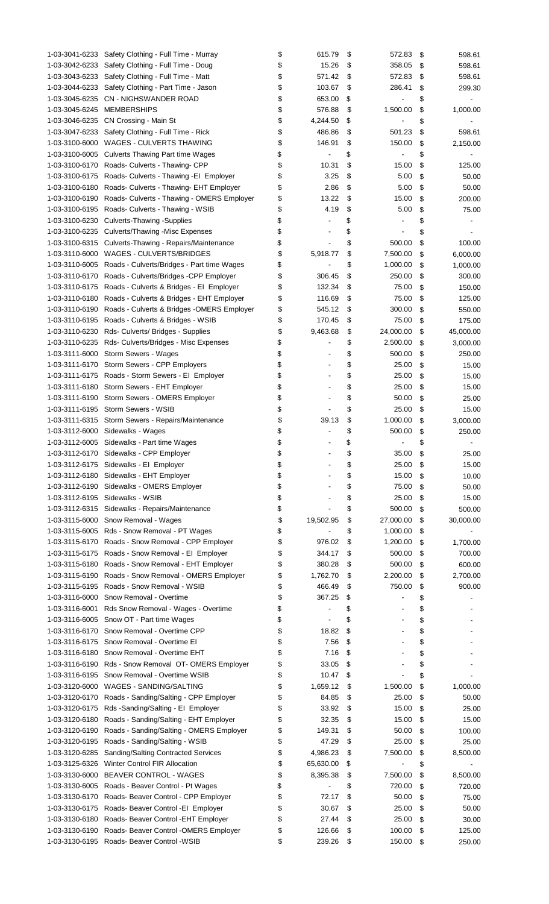| Account | Description | | | |
|---|---|---|---|---|
| 1-03-3041-6233 | Safety Clothing - Full Time - Murray | $ 615.79 | $ 572.83 | $ 598.61 |
| 1-03-3042-6233 | Safety Clothing - Full Time - Doug | $ 15.26 | $ 358.05 | $ 598.61 |
| 1-03-3043-6233 | Safety Clothing - Full Time - Matt | $ 571.42 | $ 572.83 | $ 598.61 |
| 1-03-3044-6233 | Safety Clothing - Part Time - Jason | $ 103.67 | $ 286.41 | $ 299.30 |
| 1-03-3045-6235 | CN - NIGHSWANDER ROAD | $ 653.00 | $ - | $ - |
| 1-03-3045-6245 | MEMBERSHIPS | $ 576.88 | $ 1,500.00 | $ 1,000.00 |
| 1-03-3046-6235 | CN Crossing - Main St | $ 4,244.50 | $ - | $ - |
| 1-03-3047-6233 | Safety Clothing - Full Time - Rick | $ 486.86 | $ 501.23 | $ 598.61 |
| 1-03-3100-6000 | WAGES - CULVERTS THAWING | $ 146.91 | $ 150.00 | $ 2,150.00 |
| 1-03-3100-6005 | Culverts Thawing Part time Wages | $ - | $ - | $ - |
| 1-03-3100-6170 | Roads- Culverts - Thawing- CPP | $ 10.31 | $ 15.00 | $ 125.00 |
| 1-03-3100-6175 | Roads- Culverts - Thawing -EI Employer | $ 3.25 | $ 5.00 | $ 50.00 |
| 1-03-3100-6180 | Roads- Culverts - Thawing- EHT Employer | $ 2.86 | $ 5.00 | $ 50.00 |
| 1-03-3100-6190 | Roads- Culverts - Thawing - OMERS Employer | $ 13.22 | $ 15.00 | $ 200.00 |
| 1-03-3100-6195 | Roads- Culverts - Thawing - WSIB | $ 4.19 | $ 5.00 | $ 75.00 |
| 1-03-3100-6230 | Culverts-Thawing -Supplies | $ - | $ - | $ - |
| 1-03-3100-6235 | Culverts/Thawing -Misc Expenses | $ - | $ - | $ - |
| 1-03-3100-6315 | Culverts-Thawing - Repairs/Maintenance | $ - | $ 500.00 | $ 100.00 |
| 1-03-3110-6000 | WAGES - CULVERTS/BRIDGES | $ 5,918.77 | $ 7,500.00 | $ 6,000.00 |
| 1-03-3110-6005 | Roads - Culverts/Bridges - Part time Wages | $ - | $ 1,000.00 | $ 1,000.00 |
| 1-03-3110-6170 | Roads - Culverts/Bridges -CPP Employer | $ 306.45 | $ 250.00 | $ 300.00 |
| 1-03-3110-6175 | Roads - Culverts & Bridges - EI Employer | $ 132.34 | $ 75.00 | $ 150.00 |
| 1-03-3110-6180 | Roads - Culverts & Bridges - EHT Employer | $ 116.69 | $ 75.00 | $ 125.00 |
| 1-03-3110-6190 | Roads - Culverts & Bridges -OMERS Employer | $ 545.12 | $ 300.00 | $ 550.00 |
| 1-03-3110-6195 | Roads - Culverts & Bridges - WSIB | $ 170.45 | $ 75.00 | $ 175.00 |
| 1-03-3110-6230 | Rds- Culverts/ Bridges - Supplies | $ 9,463.68 | $ 24,000.00 | $ 45,000.00 |
| 1-03-3110-6235 | Rds- Culverts/Bridges - Misc Expenses | $ - | $ 2,500.00 | $ 3,000.00 |
| 1-03-3111-6000 | Storm Sewers - Wages | $ - | $ 500.00 | $ 250.00 |
| 1-03-3111-6170 | Storm Sewers - CPP Employers | $ - | $ 25.00 | $ 15.00 |
| 1-03-3111-6175 | Roads - Storm Sewers - EI Employer | $ - | $ 25.00 | $ 15.00 |
| 1-03-3111-6180 | Storm Sewers - EHT Employer | $ - | $ 25.00 | $ 15.00 |
| 1-03-3111-6190 | Storm Sewers - OMERS Employer | $ - | $ 50.00 | $ 25.00 |
| 1-03-3111-6195 | Storm Sewers - WSIB | $ - | $ 25.00 | $ 15.00 |
| 1-03-3111-6315 | Storm Sewers - Repairs/Maintenance | $ 39.13 | $ 1,000.00 | $ 3,000.00 |
| 1-03-3112-6000 | Sidewalks - Wages | $ - | $ 500.00 | $ 250.00 |
| 1-03-3112-6005 | Sidewalks - Part time Wages | $ - | $ - | $ - |
| 1-03-3112-6170 | Sidewalks - CPP Employer | $ - | $ 35.00 | $ 25.00 |
| 1-03-3112-6175 | Sidewalks - EI Employer | $ - | $ 25.00 | $ 15.00 |
| 1-03-3112-6180 | Sidewalks - EHT Employer | $ - | $ 15.00 | $ 10.00 |
| 1-03-3112-6190 | Sidewalks - OMERS Employer | $ - | $ 75.00 | $ 50.00 |
| 1-03-3112-6195 | Sidewalks - WSIB | $ - | $ 25.00 | $ 15.00 |
| 1-03-3112-6315 | Sidewalks - Repairs/Maintenance | $ - | $ 500.00 | $ 500.00 |
| 1-03-3115-6000 | Snow Removal - Wages | $ 19,502.95 | $ 27,000.00 | $ 30,000.00 |
| 1-03-3115-6005 | Rds - Snow Removal - PT Wages | $ - | $ 1,000.00 | $ - |
| 1-03-3115-6170 | Roads - Snow Removal - CPP Employer | $ 976.02 | $ 1,200.00 | $ 1,700.00 |
| 1-03-3115-6175 | Roads - Snow Removal - EI Employer | $ 344.17 | $ 500.00 | $ 700.00 |
| 1-03-3115-6180 | Roads - Snow Removal - EHT Employer | $ 380.28 | $ 500.00 | $ 600.00 |
| 1-03-3115-6190 | Roads - Snow Removal - OMERS Employer | $ 1,762.70 | $ 2,200.00 | $ 2,700.00 |
| 1-03-3115-6195 | Roads - Snow Removal - WSIB | $ 466.49 | $ 750.00 | $ 900.00 |
| 1-03-3116-6000 | Snow Removal - Overtime | $ 367.25 | $ - | $ - |
| 1-03-3116-6001 | Rds Snow Removal - Wages - Overtime | $ - | $ - | $ - |
| 1-03-3116-6005 | Snow OT - Part time Wages | $ - | $ - | $ - |
| 1-03-3116-6170 | Snow Removal - Overtime CPP | $ 18.82 | $ - | $ - |
| 1-03-3116-6175 | Snow Removal - Overtime EI | $ 7.56 | $ - | $ - |
| 1-03-3116-6180 | Snow Removal - Overtime EHT | $ 7.16 | $ - | $ - |
| 1-03-3116-6190 | Rds - Snow Removal OT- OMERS Employer | $ 33.05 | $ - | $ - |
| 1-03-3116-6195 | Snow Removal - Overtime WSIB | $ 10.47 | $ - | $ - |
| 1-03-3120-6000 | WAGES - SANDING/SALTING | $ 1,659.12 | $ 1,500.00 | $ 1,000.00 |
| 1-03-3120-6170 | Roads - Sanding/Salting - CPP Employer | $ 84.85 | $ 25.00 | $ 50.00 |
| 1-03-3120-6175 | Rds -Sanding/Salting - EI Employer | $ 33.92 | $ 15.00 | $ 25.00 |
| 1-03-3120-6180 | Roads - Sanding/Salting - EHT Employer | $ 32.35 | $ 15.00 | $ 15.00 |
| 1-03-3120-6190 | Roads - Sanding/Salting - OMERS Employer | $ 149.31 | $ 50.00 | $ 100.00 |
| 1-03-3120-6195 | Roads - Sanding/Salting - WSIB | $ 47.29 | $ 25.00 | $ 25.00 |
| 1-03-3120-6285 | Sanding/Salting Contracted Services | $ 4,986.23 | $ 7,500.00 | $ 8,500.00 |
| 1-03-3125-6326 | Winter Control FIR Allocation | $ 65,630.00 | $ - | $ - |
| 1-03-3130-6000 | BEAVER CONTROL - WAGES | $ 8,395.38 | $ 7,500.00 | $ 8,500.00 |
| 1-03-3130-6005 | Roads - Beaver Control - Pt Wages | $ - | $ 720.00 | $ 720.00 |
| 1-03-3130-6170 | Roads- Beaver Control - CPP Employer | $ 72.17 | $ 50.00 | $ 75.00 |
| 1-03-3130-6175 | Roads- Beaver Control -EI Employer | $ 30.67 | $ 25.00 | $ 50.00 |
| 1-03-3130-6180 | Roads- Beaver Control -EHT Employer | $ 27.44 | $ 25.00 | $ 30.00 |
| 1-03-3130-6190 | Roads- Beaver Control -OMERS Employer | $ 126.66 | $ 100.00 | $ 125.00 |
| 1-03-3130-6195 | Roads- Beaver Control -WSIB | $ 239.26 | $ 150.00 | $ 250.00 |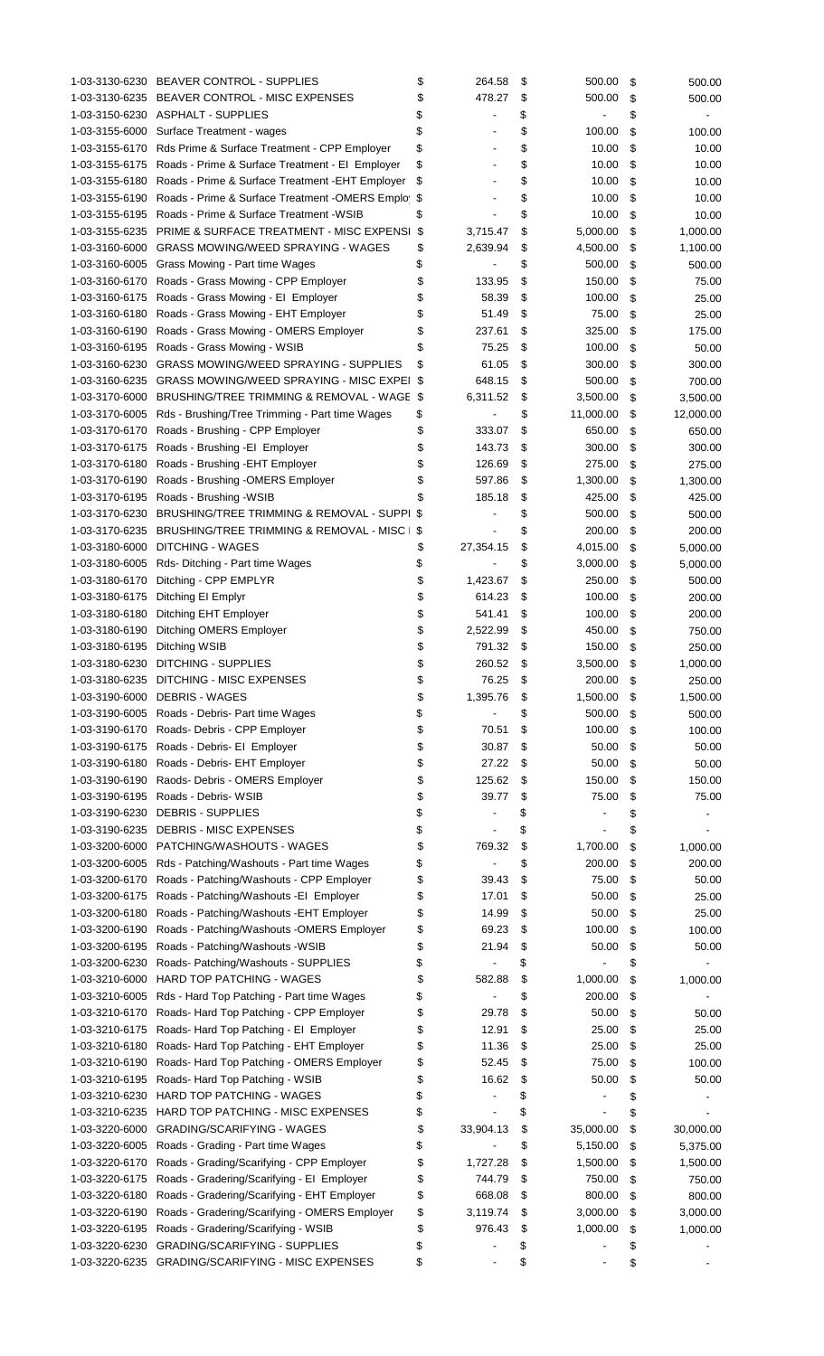| | | | | |
|---|---|---|---|---|
| 1-03-3130-6230 | BEAVER CONTROL - SUPPLIES | $ 264.58 | $ 500.00 | $ 500.00 |
| 1-03-3130-6235 | BEAVER CONTROL - MISC EXPENSES | $ 478.27 | $ 500.00 | $ 500.00 |
| 1-03-3150-6230 | ASPHALT - SUPPLIES | $ - | $ - | $ - |
| 1-03-3155-6000 | Surface Treatment - wages | $ - | $ 100.00 | $ 100.00 |
| 1-03-3155-6170 | Rds Prime & Surface Treatment - CPP Employer | $ - | $ 10.00 | $ 10.00 |
| 1-03-3155-6175 | Roads - Prime & Surface Treatment - EI Employer | $ - | $ 10.00 | $ 10.00 |
| 1-03-3155-6180 | Roads - Prime & Surface Treatment -EHT Employer | $ - | $ 10.00 | $ 10.00 |
| 1-03-3155-6190 | Roads - Prime & Surface Treatment -OMERS Emplo | $ - | $ 10.00 | $ 10.00 |
| 1-03-3155-6195 | Roads - Prime & Surface Treatment -WSIB | $ - | $ 10.00 | $ 10.00 |
| 1-03-3155-6235 | PRIME & SURFACE TREATMENT - MISC EXPENSI | $ 3,715.47 | $ 5,000.00 | $ 1,000.00 |
| 1-03-3160-6000 | GRASS MOWING/WEED SPRAYING - WAGES | $ 2,639.94 | $ 4,500.00 | $ 1,100.00 |
| 1-03-3160-6005 | Grass Mowing - Part time Wages | $ - | $ 500.00 | $ 500.00 |
| 1-03-3160-6170 | Roads - Grass Mowing - CPP Employer | $ 133.95 | $ 150.00 | $ 75.00 |
| 1-03-3160-6175 | Roads - Grass Mowing - EI Employer | $ 58.39 | $ 100.00 | $ 25.00 |
| 1-03-3160-6180 | Roads - Grass Mowing - EHT Employer | $ 51.49 | $ 75.00 | $ 25.00 |
| 1-03-3160-6190 | Roads - Grass Mowing - OMERS Employer | $ 237.61 | $ 325.00 | $ 175.00 |
| 1-03-3160-6195 | Roads - Grass Mowing - WSIB | $ 75.25 | $ 100.00 | $ 50.00 |
| 1-03-3160-6230 | GRASS MOWING/WEED SPRAYING - SUPPLIES | $ 61.05 | $ 300.00 | $ 300.00 |
| 1-03-3160-6235 | GRASS MOWING/WEED SPRAYING - MISC EXPEI | $ 648.15 | $ 500.00 | $ 700.00 |
| 1-03-3170-6000 | BRUSHING/TREE TRIMMING & REMOVAL - WAGE | $ 6,311.52 | $ 3,500.00 | $ 3,500.00 |
| 1-03-3170-6005 | Rds - Brushing/Tree Trimming - Part time Wages | $ - | $ 11,000.00 | $ 12,000.00 |
| 1-03-3170-6170 | Roads - Brushing - CPP Employer | $ 333.07 | $ 650.00 | $ 650.00 |
| 1-03-3170-6175 | Roads - Brushing -EI Employer | $ 143.73 | $ 300.00 | $ 300.00 |
| 1-03-3170-6180 | Roads - Brushing -EHT Employer | $ 126.69 | $ 275.00 | $ 275.00 |
| 1-03-3170-6190 | Roads - Brushing -OMERS Employer | $ 597.86 | $ 1,300.00 | $ 1,300.00 |
| 1-03-3170-6195 | Roads - Brushing -WSIB | $ 185.18 | $ 425.00 | $ 425.00 |
| 1-03-3170-6230 | BRUSHING/TREE TRIMMING & REMOVAL - SUPPI | $ - | $ 500.00 | $ 500.00 |
| 1-03-3170-6235 | BRUSHING/TREE TRIMMING & REMOVAL - MISC | $ - | $ 200.00 | $ 200.00 |
| 1-03-3180-6000 | DITCHING - WAGES | $ 27,354.15 | $ 4,015.00 | $ 5,000.00 |
| 1-03-3180-6005 | Rds- Ditching - Part time Wages | $ - | $ 3,000.00 | $ 5,000.00 |
| 1-03-3180-6170 | Ditching - CPP EMPLYR | $ 1,423.67 | $ 250.00 | $ 500.00 |
| 1-03-3180-6175 | Ditching EI Emplyr | $ 614.23 | $ 100.00 | $ 200.00 |
| 1-03-3180-6180 | Ditching EHT Employer | $ 541.41 | $ 100.00 | $ 200.00 |
| 1-03-3180-6190 | Ditching OMERS Employer | $ 2,522.99 | $ 450.00 | $ 750.00 |
| 1-03-3180-6195 | Ditching WSIB | $ 791.32 | $ 150.00 | $ 250.00 |
| 1-03-3180-6230 | DITCHING - SUPPLIES | $ 260.52 | $ 3,500.00 | $ 1,000.00 |
| 1-03-3180-6235 | DITCHING - MISC EXPENSES | $ 76.25 | $ 200.00 | $ 250.00 |
| 1-03-3190-6000 | DEBRIS - WAGES | $ 1,395.76 | $ 1,500.00 | $ 1,500.00 |
| 1-03-3190-6005 | Roads - Debris- Part time Wages | $ - | $ 500.00 | $ 500.00 |
| 1-03-3190-6170 | Roads- Debris - CPP Employer | $ 70.51 | $ 100.00 | $ 100.00 |
| 1-03-3190-6175 | Roads - Debris- EI Employer | $ 30.87 | $ 50.00 | $ 50.00 |
| 1-03-3190-6180 | Roads - Debris- EHT Employer | $ 27.22 | $ 50.00 | $ 50.00 |
| 1-03-3190-6190 | Raods- Debris - OMERS Employer | $ 125.62 | $ 150.00 | $ 150.00 |
| 1-03-3190-6195 | Roads - Debris- WSIB | $ 39.77 | $ 75.00 | $ 75.00 |
| 1-03-3190-6230 | DEBRIS - SUPPLIES | $ - | $ - | $ - |
| 1-03-3190-6235 | DEBRIS - MISC EXPENSES | $ - | $ - | $ - |
| 1-03-3200-6000 | PATCHING/WASHOUTS - WAGES | $ 769.32 | $ 1,700.00 | $ 1,000.00 |
| 1-03-3200-6005 | Rds - Patching/Washouts - Part time Wages | $ - | $ 200.00 | $ 200.00 |
| 1-03-3200-6170 | Roads - Patching/Washouts - CPP Employer | $ 39.43 | $ 75.00 | $ 50.00 |
| 1-03-3200-6175 | Roads - Patching/Washouts -EI Employer | $ 17.01 | $ 50.00 | $ 25.00 |
| 1-03-3200-6180 | Roads - Patching/Washouts -EHT Employer | $ 14.99 | $ 50.00 | $ 25.00 |
| 1-03-3200-6190 | Roads - Patching/Washouts -OMERS Employer | $ 69.23 | $ 100.00 | $ 100.00 |
| 1-03-3200-6195 | Roads - Patching/Washouts -WSIB | $ 21.94 | $ 50.00 | $ 50.00 |
| 1-03-3200-6230 | Roads- Patching/Washouts - SUPPLIES | $ - | $ - | $ - |
| 1-03-3210-6000 | HARD TOP PATCHING - WAGES | $ 582.88 | $ 1,000.00 | $ 1,000.00 |
| 1-03-3210-6005 | Rds - Hard Top Patching - Part time Wages | $ - | $ 200.00 | $ - |
| 1-03-3210-6170 | Roads- Hard Top Patching - CPP Employer | $ 29.78 | $ 50.00 | $ 50.00 |
| 1-03-3210-6175 | Roads- Hard Top Patching - EI Employer | $ 12.91 | $ 25.00 | $ 25.00 |
| 1-03-3210-6180 | Roads- Hard Top Patching - EHT Employer | $ 11.36 | $ 25.00 | $ 25.00 |
| 1-03-3210-6190 | Roads- Hard Top Patching - OMERS Employer | $ 52.45 | $ 75.00 | $ 100.00 |
| 1-03-3210-6195 | Roads- Hard Top Patching - WSIB | $ 16.62 | $ 50.00 | $ 50.00 |
| 1-03-3210-6230 | HARD TOP PATCHING - WAGES | $ - | $ - | $ - |
| 1-03-3210-6235 | HARD TOP PATCHING - MISC EXPENSES | $ - | $ - | $ - |
| 1-03-3220-6000 | GRADING/SCARIFYING - WAGES | $ 33,904.13 | $ 35,000.00 | $ 30,000.00 |
| 1-03-3220-6005 | Roads - Grading - Part time Wages | $ - | $ 5,150.00 | $ 5,375.00 |
| 1-03-3220-6170 | Roads - Grading/Scarifying - CPP Employer | $ 1,727.28 | $ 1,500.00 | $ 1,500.00 |
| 1-03-3220-6175 | Roads - Gradering/Scarifying - EI Employer | $ 744.79 | $ 750.00 | $ 750.00 |
| 1-03-3220-6180 | Roads - Gradering/Scarifying - EHT Employer | $ 668.08 | $ 800.00 | $ 800.00 |
| 1-03-3220-6190 | Roads - Gradering/Scarifying - OMERS Employer | $ 3,119.74 | $ 3,000.00 | $ 3,000.00 |
| 1-03-3220-6195 | Roads - Gradering/Scarifying - WSIB | $ 976.43 | $ 1,000.00 | $ 1,000.00 |
| 1-03-3220-6230 | GRADING/SCARIFYING - SUPPLIES | $ - | $ - | $ - |
| 1-03-3220-6235 | GRADING/SCARIFYING - MISC EXPENSES | $ - | $ - | $ - |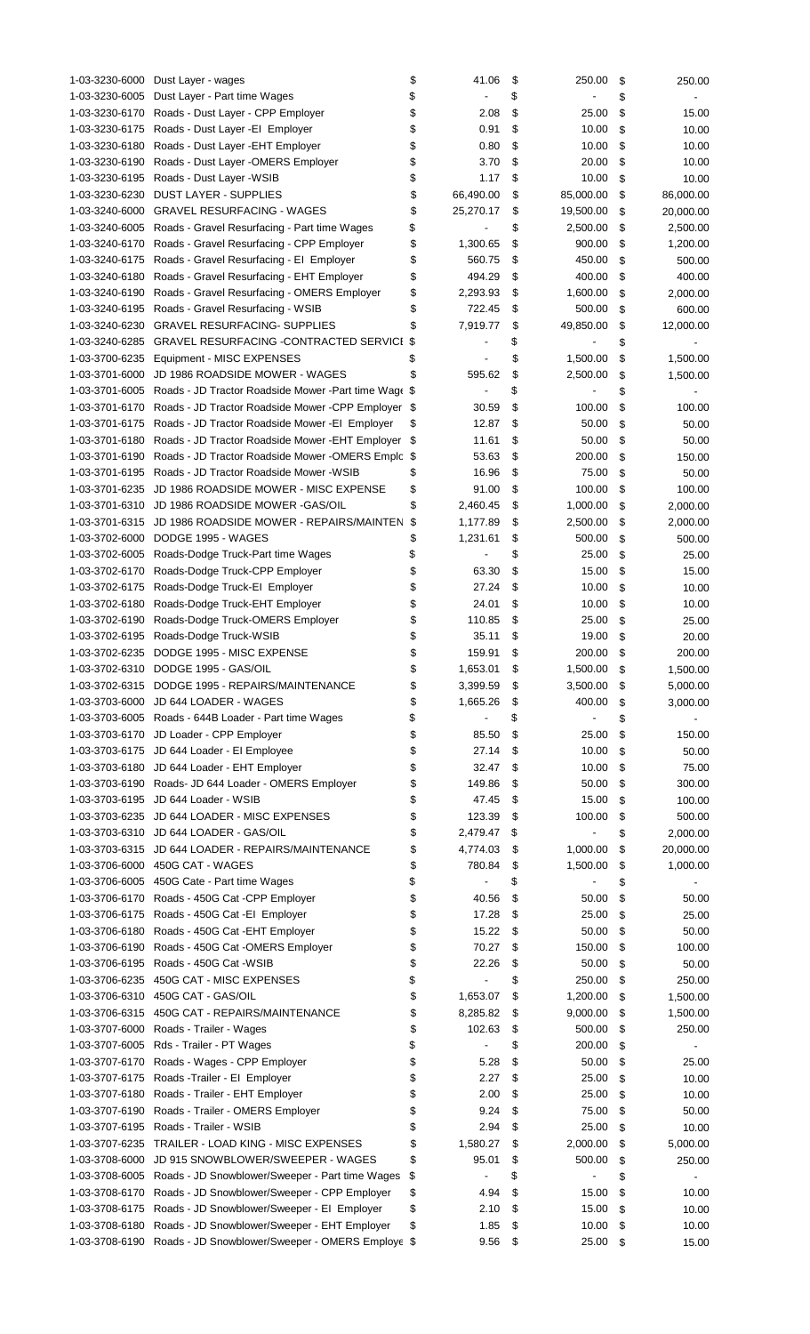| Account | Description | | | |
|---|---|---|---|---|
| 1-03-3230-6000 | Dust Layer - wages | $ 41.06 | $ 250.00 | $ 250.00 |
| 1-03-3230-6005 | Dust Layer - Part time Wages | $ - | $ - | $ - |
| 1-03-3230-6170 | Roads - Dust Layer - CPP Employer | $ 2.08 | $ 25.00 | $ 15.00 |
| 1-03-3230-6175 | Roads - Dust Layer -EI Employer | $ 0.91 | $ 10.00 | $ 10.00 |
| 1-03-3230-6180 | Roads - Dust Layer -EHT Employer | $ 0.80 | $ 10.00 | $ 10.00 |
| 1-03-3230-6190 | Roads - Dust Layer -OMERS Employer | $ 3.70 | $ 20.00 | $ 10.00 |
| 1-03-3230-6195 | Roads - Dust Layer -WSIB | $ 1.17 | $ 10.00 | $ 10.00 |
| 1-03-3230-6230 | DUST LAYER - SUPPLIES | $ 66,490.00 | $ 85,000.00 | $ 86,000.00 |
| 1-03-3240-6000 | GRAVEL RESURFACING - WAGES | $ 25,270.17 | $ 19,500.00 | $ 20,000.00 |
| 1-03-3240-6005 | Roads - Gravel Resurfacing - Part time Wages | $ - | $ 2,500.00 | $ 2,500.00 |
| 1-03-3240-6170 | Roads - Gravel Resurfacing - CPP Employer | $ 1,300.65 | $ 900.00 | $ 1,200.00 |
| 1-03-3240-6175 | Roads - Gravel Resurfacing - EI Employer | $ 560.75 | $ 450.00 | $ 500.00 |
| 1-03-3240-6180 | Roads - Gravel Resurfacing - EHT Employer | $ 494.29 | $ 400.00 | $ 400.00 |
| 1-03-3240-6190 | Roads - Gravel Resurfacing - OMERS Employer | $ 2,293.93 | $ 1,600.00 | $ 2,000.00 |
| 1-03-3240-6195 | Roads - Gravel Resurfacing - WSIB | $ 722.45 | $ 500.00 | $ 600.00 |
| 1-03-3240-6230 | GRAVEL RESURFACING- SUPPLIES | $ 7,919.77 | $ 49,850.00 | $ 12,000.00 |
| 1-03-3240-6285 | GRAVEL RESURFACING -CONTRACTED SERVICI | $ - | $ - | $ - |
| 1-03-3700-6235 | Equipment - MISC EXPENSES | $ - | $ 1,500.00 | $ 1,500.00 |
| 1-03-3701-6000 | JD 1986 ROADSIDE MOWER - WAGES | $ 595.62 | $ 2,500.00 | $ 1,500.00 |
| 1-03-3701-6005 | Roads - JD Tractor Roadside Mower -Part time Wag | $ - | $ - | $ - |
| 1-03-3701-6170 | Roads - JD Tractor Roadside Mower -CPP Employer | $ 30.59 | $ 100.00 | $ 100.00 |
| 1-03-3701-6175 | Roads - JD Tractor Roadside Mower -EI Employer | $ 12.87 | $ 50.00 | $ 50.00 |
| 1-03-3701-6180 | Roads - JD Tractor Roadside Mower -EHT Employer | $ 11.61 | $ 50.00 | $ 50.00 |
| 1-03-3701-6190 | Roads - JD Tractor Roadside Mower -OMERS Emplo | $ 53.63 | $ 200.00 | $ 150.00 |
| 1-03-3701-6195 | Roads - JD Tractor Roadside Mower -WSIB | $ 16.96 | $ 75.00 | $ 50.00 |
| 1-03-3701-6235 | JD 1986 ROADSIDE MOWER - MISC EXPENSE | $ 91.00 | $ 100.00 | $ 100.00 |
| 1-03-3701-6310 | JD 1986 ROADSIDE MOWER -GAS/OIL | $ 2,460.45 | $ 1,000.00 | $ 2,000.00 |
| 1-03-3701-6315 | JD 1986 ROADSIDE MOWER - REPAIRS/MAINTEN | $ 1,177.89 | $ 2,500.00 | $ 2,000.00 |
| 1-03-3702-6000 | DODGE 1995 - WAGES | $ 1,231.61 | $ 500.00 | $ 500.00 |
| 1-03-3702-6005 | Roads-Dodge Truck-Part time Wages | $ - | $ 25.00 | $ 25.00 |
| 1-03-3702-6170 | Roads-Dodge Truck-CPP Employer | $ 63.30 | $ 15.00 | $ 15.00 |
| 1-03-3702-6175 | Roads-Dodge Truck-EI Employer | $ 27.24 | $ 10.00 | $ 10.00 |
| 1-03-3702-6180 | Roads-Dodge Truck-EHT Employer | $ 24.01 | $ 10.00 | $ 10.00 |
| 1-03-3702-6190 | Roads-Dodge Truck-OMERS Employer | $ 110.85 | $ 25.00 | $ 25.00 |
| 1-03-3702-6195 | Roads-Dodge Truck-WSIB | $ 35.11 | $ 19.00 | $ 20.00 |
| 1-03-3702-6235 | DODGE 1995 - MISC EXPENSE | $ 159.91 | $ 200.00 | $ 200.00 |
| 1-03-3702-6310 | DODGE 1995 - GAS/OIL | $ 1,653.01 | $ 1,500.00 | $ 1,500.00 |
| 1-03-3702-6315 | DODGE 1995 - REPAIRS/MAINTENANCE | $ 3,399.59 | $ 3,500.00 | $ 5,000.00 |
| 1-03-3703-6000 | JD 644 LOADER - WAGES | $ 1,665.26 | $ 400.00 | $ 3,000.00 |
| 1-03-3703-6005 | Roads - 644B Loader - Part time Wages | $ - | $ - | $ - |
| 1-03-3703-6170 | JD Loader - CPP Employer | $ 85.50 | $ 25.00 | $ 150.00 |
| 1-03-3703-6175 | JD 644 Loader - EI Employee | $ 27.14 | $ 10.00 | $ 50.00 |
| 1-03-3703-6180 | JD 644 Loader - EHT Employer | $ 32.47 | $ 10.00 | $ 75.00 |
| 1-03-3703-6190 | Roads- JD 644 Loader - OMERS Employer | $ 149.86 | $ 50.00 | $ 300.00 |
| 1-03-3703-6195 | JD 644 Loader - WSIB | $ 47.45 | $ 15.00 | $ 100.00 |
| 1-03-3703-6235 | JD 644 LOADER - MISC EXPENSES | $ 123.39 | $ 100.00 | $ 500.00 |
| 1-03-3703-6310 | JD 644 LOADER - GAS/OIL | $ 2,479.47 | $ - | $ 2,000.00 |
| 1-03-3703-6315 | JD 644 LOADER - REPAIRS/MAINTENANCE | $ 4,774.03 | $ 1,000.00 | $ 20,000.00 |
| 1-03-3706-6000 | 450G CAT - WAGES | $ 780.84 | $ 1,500.00 | $ 1,000.00 |
| 1-03-3706-6005 | 450G Cate - Part time Wages | $ - | $ - | $ - |
| 1-03-3706-6170 | Roads - 450G Cat -CPP Employer | $ 40.56 | $ 50.00 | $ 50.00 |
| 1-03-3706-6175 | Roads - 450G Cat -EI Employer | $ 17.28 | $ 25.00 | $ 25.00 |
| 1-03-3706-6180 | Roads - 450G Cat -EHT Employer | $ 15.22 | $ 50.00 | $ 50.00 |
| 1-03-3706-6190 | Roads - 450G Cat -OMERS Employer | $ 70.27 | $ 150.00 | $ 100.00 |
| 1-03-3706-6195 | Roads - 450G Cat -WSIB | $ 22.26 | $ 50.00 | $ 50.00 |
| 1-03-3706-6235 | 450G CAT - MISC EXPENSES | $ - | $ 250.00 | $ 250.00 |
| 1-03-3706-6310 | 450G CAT - GAS/OIL | $ 1,653.07 | $ 1,200.00 | $ 1,500.00 |
| 1-03-3706-6315 | 450G CAT - REPAIRS/MAINTENANCE | $ 8,285.82 | $ 9,000.00 | $ 1,500.00 |
| 1-03-3707-6000 | Roads - Trailer - Wages | $ 102.63 | $ 500.00 | $ 250.00 |
| 1-03-3707-6005 | Rds - Trailer - PT Wages | $ - | $ 200.00 | $ - |
| 1-03-3707-6170 | Roads - Wages - CPP Employer | $ 5.28 | $ 50.00 | $ 25.00 |
| 1-03-3707-6175 | Roads -Trailer - EI Employer | $ 2.27 | $ 25.00 | $ 10.00 |
| 1-03-3707-6180 | Roads - Trailer - EHT Employer | $ 2.00 | $ 25.00 | $ 10.00 |
| 1-03-3707-6190 | Roads - Trailer - OMERS Employer | $ 9.24 | $ 75.00 | $ 50.00 |
| 1-03-3707-6195 | Roads - Trailer - WSIB | $ 2.94 | $ 25.00 | $ 10.00 |
| 1-03-3707-6235 | TRAILER - LOAD KING - MISC EXPENSES | $ 1,580.27 | $ 2,000.00 | $ 5,000.00 |
| 1-03-3708-6000 | JD 915 SNOWBLOWER/SWEEPER - WAGES | $ 95.01 | $ 500.00 | $ 250.00 |
| 1-03-3708-6005 | Roads - JD Snowblower/Sweeper - Part time Wages | $ - | $ - | $ - |
| 1-03-3708-6170 | Roads - JD Snowblower/Sweeper - CPP Employer | $ 4.94 | $ 15.00 | $ 10.00 |
| 1-03-3708-6175 | Roads - JD Snowblower/Sweeper - EI Employer | $ 2.10 | $ 15.00 | $ 10.00 |
| 1-03-3708-6180 | Roads - JD Snowblower/Sweeper - EHT Employer | $ 1.85 | $ 10.00 | $ 10.00 |
| 1-03-3708-6190 | Roads - JD Snowblower/Sweeper - OMERS Employe | $ 9.56 | $ 25.00 | $ 15.00 |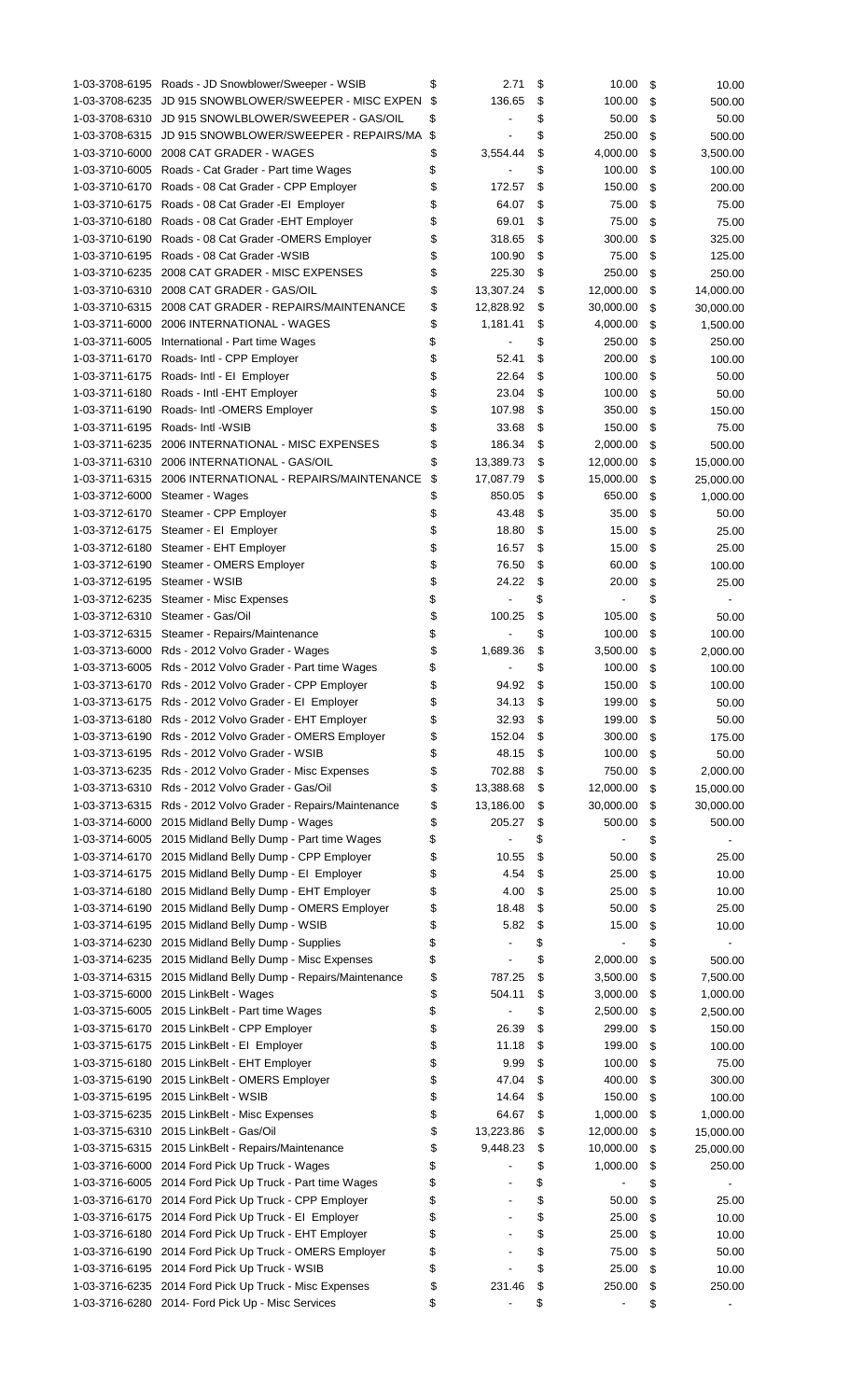| Account | Description | | | | | | |
|---|---|---|---|---|---|---|---|
| 1-03-3708-6195 | Roads - JD Snowblower/Sweeper - WSIB | $ | 2.71 | $ | 10.00 | $ | 10.00 |
| 1-03-3708-6235 | JD 915 SNOWBLOWER/SWEEPER - MISC EXPEN | $ | 136.65 | $ | 100.00 | $ | 500.00 |
| 1-03-3708-6310 | JD 915 SNOWLBLOWER/SWEEPER - GAS/OIL | $ | - | $ | 50.00 | $ | 50.00 |
| 1-03-3708-6315 | JD 915 SNOWBLOWER/SWEEPER - REPAIRS/MA | $ | - | $ | 250.00 | $ | 500.00 |
| 1-03-3710-6000 | 2008 CAT GRADER - WAGES | $ | 3,554.44 | $ | 4,000.00 | $ | 3,500.00 |
| 1-03-3710-6005 | Roads - Cat Grader - Part time Wages | $ | - | $ | 100.00 | $ | 100.00 |
| 1-03-3710-6170 | Roads - 08 Cat Grader - CPP Employer | $ | 172.57 | $ | 150.00 | $ | 200.00 |
| 1-03-3710-6175 | Roads - 08 Cat Grader -EI Employer | $ | 64.07 | $ | 75.00 | $ | 75.00 |
| 1-03-3710-6180 | Roads - 08 Cat Grader -EHT Employer | $ | 69.01 | $ | 75.00 | $ | 75.00 |
| 1-03-3710-6190 | Roads - 08 Cat Grader -OMERS Employer | $ | 318.65 | $ | 300.00 | $ | 325.00 |
| 1-03-3710-6195 | Roads - 08 Cat Grader -WSIB | $ | 100.90 | $ | 75.00 | $ | 125.00 |
| 1-03-3710-6235 | 2008 CAT GRADER - MISC EXPENSES | $ | 225.30 | $ | 250.00 | $ | 250.00 |
| 1-03-3710-6310 | 2008 CAT GRADER - GAS/OIL | $ | 13,307.24 | $ | 12,000.00 | $ | 14,000.00 |
| 1-03-3710-6315 | 2008 CAT GRADER - REPAIRS/MAINTENANCE | $ | 12,828.92 | $ | 30,000.00 | $ | 30,000.00 |
| 1-03-3711-6000 | 2006 INTERNATIONAL - WAGES | $ | 1,181.41 | $ | 4,000.00 | $ | 1,500.00 |
| 1-03-3711-6005 | International - Part time Wages | $ | - | $ | 250.00 | $ | 250.00 |
| 1-03-3711-6170 | Roads- Intl - CPP Employer | $ | 52.41 | $ | 200.00 | $ | 100.00 |
| 1-03-3711-6175 | Roads- Intl - EI Employer | $ | 22.64 | $ | 100.00 | $ | 50.00 |
| 1-03-3711-6180 | Roads - Intl -EHT Employer | $ | 23.04 | $ | 100.00 | $ | 50.00 |
| 1-03-3711-6190 | Roads- Intl -OMERS Employer | $ | 107.98 | $ | 350.00 | $ | 150.00 |
| 1-03-3711-6195 | Roads- Intl -WSIB | $ | 33.68 | $ | 150.00 | $ | 75.00 |
| 1-03-3711-6235 | 2006 INTERNATIONAL - MISC EXPENSES | $ | 186.34 | $ | 2,000.00 | $ | 500.00 |
| 1-03-3711-6310 | 2006 INTERNATIONAL - GAS/OIL | $ | 13,389.73 | $ | 12,000.00 | $ | 15,000.00 |
| 1-03-3711-6315 | 2006 INTERNATIONAL - REPAIRS/MAINTENANCE | $ | 17,087.79 | $ | 15,000.00 | $ | 25,000.00 |
| 1-03-3712-6000 | Steamer - Wages | $ | 850.05 | $ | 650.00 | $ | 1,000.00 |
| 1-03-3712-6170 | Steamer - CPP Employer | $ | 43.48 | $ | 35.00 | $ | 50.00 |
| 1-03-3712-6175 | Steamer - EI Employer | $ | 18.80 | $ | 15.00 | $ | 25.00 |
| 1-03-3712-6180 | Steamer - EHT Employer | $ | 16.57 | $ | 15.00 | $ | 25.00 |
| 1-03-3712-6190 | Steamer - OMERS Employer | $ | 76.50 | $ | 60.00 | $ | 100.00 |
| 1-03-3712-6195 | Steamer - WSIB | $ | 24.22 | $ | 20.00 | $ | 25.00 |
| 1-03-3712-6235 | Steamer - Misc Expenses | $ | - | $ | - | $ | - |
| 1-03-3712-6310 | Steamer - Gas/Oil | $ | 100.25 | $ | 105.00 | $ | 50.00 |
| 1-03-3712-6315 | Steamer - Repairs/Maintenance | $ | - | $ | 100.00 | $ | 100.00 |
| 1-03-3713-6000 | Rds - 2012 Volvo Grader - Wages | $ | 1,689.36 | $ | 3,500.00 | $ | 2,000.00 |
| 1-03-3713-6005 | Rds - 2012 Volvo Grader - Part time Wages | $ | - | $ | 100.00 | $ | 100.00 |
| 1-03-3713-6170 | Rds - 2012 Volvo Grader - CPP Employer | $ | 94.92 | $ | 150.00 | $ | 100.00 |
| 1-03-3713-6175 | Rds - 2012 Volvo Grader - EI Employer | $ | 34.13 | $ | 199.00 | $ | 50.00 |
| 1-03-3713-6180 | Rds - 2012 Volvo Grader - EHT Employer | $ | 32.93 | $ | 199.00 | $ | 50.00 |
| 1-03-3713-6190 | Rds - 2012 Volvo Grader - OMERS Employer | $ | 152.04 | $ | 300.00 | $ | 175.00 |
| 1-03-3713-6195 | Rds - 2012 Volvo Grader - WSIB | $ | 48.15 | $ | 100.00 | $ | 50.00 |
| 1-03-3713-6235 | Rds - 2012 Volvo Grader - Misc Expenses | $ | 702.88 | $ | 750.00 | $ | 2,000.00 |
| 1-03-3713-6310 | Rds - 2012 Volvo Grader - Gas/Oil | $ | 13,388.68 | $ | 12,000.00 | $ | 15,000.00 |
| 1-03-3713-6315 | Rds - 2012 Volvo Grader - Repairs/Maintenance | $ | 13,186.00 | $ | 30,000.00 | $ | 30,000.00 |
| 1-03-3714-6000 | 2015 Midland Belly Dump - Wages | $ | 205.27 | $ | 500.00 | $ | 500.00 |
| 1-03-3714-6005 | 2015 Midland Belly Dump - Part time Wages | $ | - | $ | - | $ | - |
| 1-03-3714-6170 | 2015 Midland Belly Dump - CPP Employer | $ | 10.55 | $ | 50.00 | $ | 25.00 |
| 1-03-3714-6175 | 2015 Midland Belly Dump - EI Employer | $ | 4.54 | $ | 25.00 | $ | 10.00 |
| 1-03-3714-6180 | 2015 Midland Belly Dump - EHT Employer | $ | 4.00 | $ | 25.00 | $ | 10.00 |
| 1-03-3714-6190 | 2015 Midland Belly Dump - OMERS Employer | $ | 18.48 | $ | 50.00 | $ | 25.00 |
| 1-03-3714-6195 | 2015 Midland Belly Dump - WSIB | $ | 5.82 | $ | 15.00 | $ | 10.00 |
| 1-03-3714-6230 | 2015 Midland Belly Dump - Supplies | $ | - | $ | - | $ | - |
| 1-03-3714-6235 | 2015 Midland Belly Dump - Misc Expenses | $ | - | $ | 2,000.00 | $ | 500.00 |
| 1-03-3714-6315 | 2015 Midland Belly Dump - Repairs/Maintenance | $ | 787.25 | $ | 3,500.00 | $ | 7,500.00 |
| 1-03-3715-6000 | 2015 LinkBelt - Wages | $ | 504.11 | $ | 3,000.00 | $ | 1,000.00 |
| 1-03-3715-6005 | 2015 LinkBelt - Part time Wages | $ | - | $ | 2,500.00 | $ | 2,500.00 |
| 1-03-3715-6170 | 2015 LinkBelt - CPP Employer | $ | 26.39 | $ | 299.00 | $ | 150.00 |
| 1-03-3715-6175 | 2015 LinkBelt - EI Employer | $ | 11.18 | $ | 199.00 | $ | 100.00 |
| 1-03-3715-6180 | 2015 LinkBelt - EHT Employer | $ | 9.99 | $ | 100.00 | $ | 75.00 |
| 1-03-3715-6190 | 2015 LinkBelt - OMERS Employer | $ | 47.04 | $ | 400.00 | $ | 300.00 |
| 1-03-3715-6195 | 2015 LinkBelt - WSIB | $ | 14.64 | $ | 150.00 | $ | 100.00 |
| 1-03-3715-6235 | 2015 LinkBelt - Misc Expenses | $ | 64.67 | $ | 1,000.00 | $ | 1,000.00 |
| 1-03-3715-6310 | 2015 LinkBelt - Gas/Oil | $ | 13,223.86 | $ | 12,000.00 | $ | 15,000.00 |
| 1-03-3715-6315 | 2015 LinkBelt - Repairs/Maintenance | $ | 9,448.23 | $ | 10,000.00 | $ | 25,000.00 |
| 1-03-3716-6000 | 2014 Ford Pick Up Truck - Wages | $ | - | $ | 1,000.00 | $ | 250.00 |
| 1-03-3716-6005 | 2014 Ford Pick Up Truck - Part time Wages | $ | - | $ | - | $ | - |
| 1-03-3716-6170 | 2014 Ford Pick Up Truck - CPP Employer | $ | - | $ | 50.00 | $ | 25.00 |
| 1-03-3716-6175 | 2014 Ford Pick Up Truck - EI Employer | $ | - | $ | 25.00 | $ | 10.00 |
| 1-03-3716-6180 | 2014 Ford Pick Up Truck - EHT Employer | $ | - | $ | 25.00 | $ | 10.00 |
| 1-03-3716-6190 | 2014 Ford Pick Up Truck - OMERS Employer | $ | - | $ | 75.00 | $ | 50.00 |
| 1-03-3716-6195 | 2014 Ford Pick Up Truck - WSIB | $ | - | $ | 25.00 | $ | 10.00 |
| 1-03-3716-6235 | 2014 Ford Pick Up Truck - Misc Expenses | $ | 231.46 | $ | 250.00 | $ | 250.00 |
| 1-03-3716-6280 | 2014- Ford Pick Up - Misc Services | $ | - | $ | - | $ | - |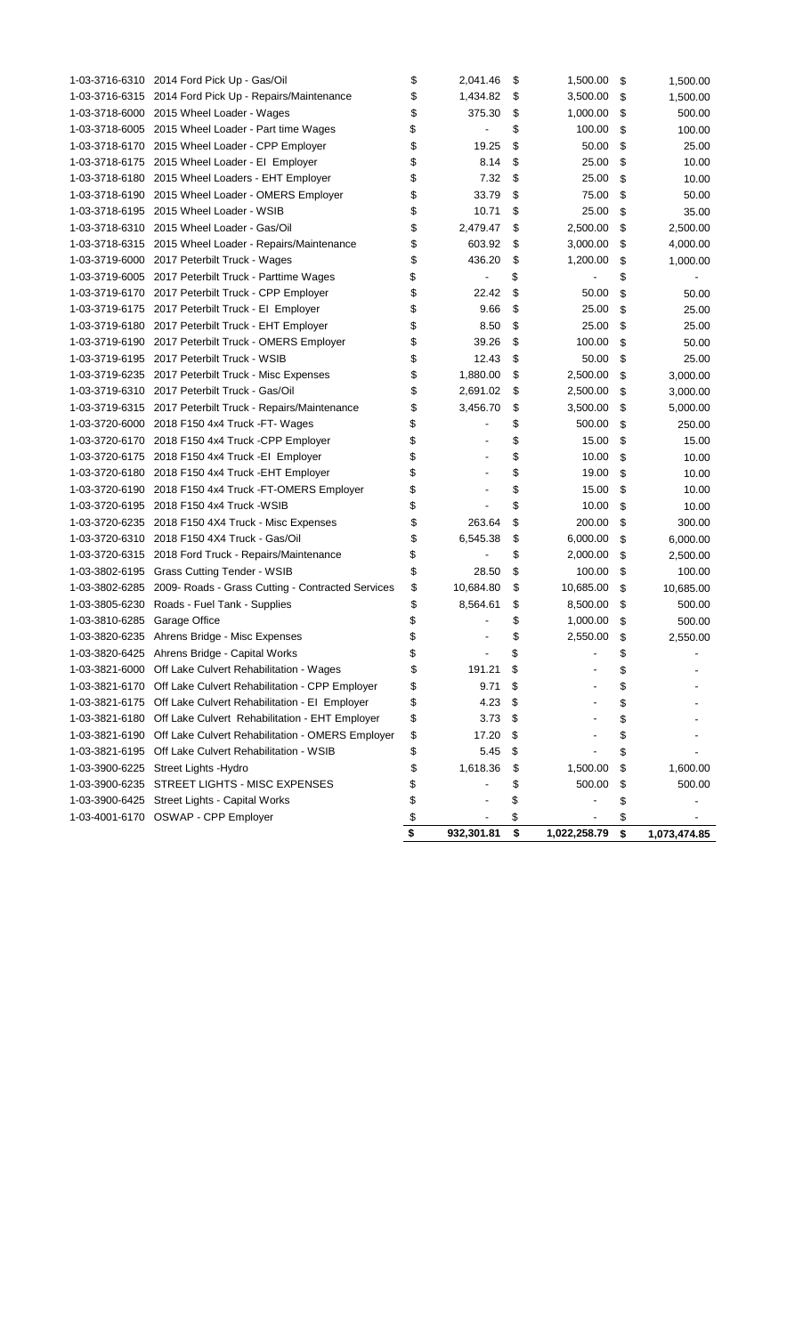| | | | | |
|---|---|---|---|---|
| 1-03-3716-6310 | 2014 Ford Pick Up - Gas/Oil | $ 2,041.46 | $ 1,500.00 | $ 1,500.00 |
| 1-03-3716-6315 | 2014 Ford Pick Up - Repairs/Maintenance | $ 1,434.82 | $ 3,500.00 | $ 1,500.00 |
| 1-03-3718-6000 | 2015 Wheel Loader - Wages | $ 375.30 | $ 1,000.00 | $ 500.00 |
| 1-03-3718-6005 | 2015 Wheel Loader - Part time Wages | $ - | $ 100.00 | $ 100.00 |
| 1-03-3718-6170 | 2015 Wheel Loader - CPP Employer | $ 19.25 | $ 50.00 | $ 25.00 |
| 1-03-3718-6175 | 2015 Wheel Loader - EI Employer | $ 8.14 | $ 25.00 | $ 10.00 |
| 1-03-3718-6180 | 2015 Wheel Loaders - EHT Employer | $ 7.32 | $ 25.00 | $ 10.00 |
| 1-03-3718-6190 | 2015 Wheel Loader - OMERS Employer | $ 33.79 | $ 75.00 | $ 50.00 |
| 1-03-3718-6195 | 2015 Wheel Loader - WSIB | $ 10.71 | $ 25.00 | $ 35.00 |
| 1-03-3718-6310 | 2015 Wheel Loader - Gas/Oil | $ 2,479.47 | $ 2,500.00 | $ 2,500.00 |
| 1-03-3718-6315 | 2015 Wheel Loader - Repairs/Maintenance | $ 603.92 | $ 3,000.00 | $ 4,000.00 |
| 1-03-3719-6000 | 2017 Peterbilt Truck - Wages | $ 436.20 | $ 1,200.00 | $ 1,000.00 |
| 1-03-3719-6005 | 2017 Peterbilt Truck - Parttime Wages | $ - | $ - | $ - |
| 1-03-3719-6170 | 2017 Peterbilt Truck - CPP Employer | $ 22.42 | $ 50.00 | $ 50.00 |
| 1-03-3719-6175 | 2017 Peterbilt Truck - EI Employer | $ 9.66 | $ 25.00 | $ 25.00 |
| 1-03-3719-6180 | 2017 Peterbilt Truck - EHT Employer | $ 8.50 | $ 25.00 | $ 25.00 |
| 1-03-3719-6190 | 2017 Peterbilt Truck - OMERS Employer | $ 39.26 | $ 100.00 | $ 50.00 |
| 1-03-3719-6195 | 2017 Peterbilt Truck - WSIB | $ 12.43 | $ 50.00 | $ 25.00 |
| 1-03-3719-6235 | 2017 Peterbilt Truck - Misc Expenses | $ 1,880.00 | $ 2,500.00 | $ 3,000.00 |
| 1-03-3719-6310 | 2017 Peterbilt Truck - Gas/Oil | $ 2,691.02 | $ 2,500.00 | $ 3,000.00 |
| 1-03-3719-6315 | 2017 Peterbilt Truck - Repairs/Maintenance | $ 3,456.70 | $ 3,500.00 | $ 5,000.00 |
| 1-03-3720-6000 | 2018 F150 4x4 Truck -FT- Wages | $ - | $ 500.00 | $ 250.00 |
| 1-03-3720-6170 | 2018 F150 4x4 Truck -CPP Employer | $ - | $ 15.00 | $ 15.00 |
| 1-03-3720-6175 | 2018 F150 4x4 Truck -EI Employer | $ - | $ 10.00 | $ 10.00 |
| 1-03-3720-6180 | 2018 F150 4x4 Truck -EHT Employer | $ - | $ 19.00 | $ 10.00 |
| 1-03-3720-6190 | 2018 F150 4x4 Truck -FT-OMERS Employer | $ - | $ 15.00 | $ 10.00 |
| 1-03-3720-6195 | 2018 F150 4x4 Truck -WSIB | $ - | $ 10.00 | $ 10.00 |
| 1-03-3720-6235 | 2018 F150 4X4 Truck - Misc Expenses | $ 263.64 | $ 200.00 | $ 300.00 |
| 1-03-3720-6310 | 2018 F150 4X4 Truck - Gas/Oil | $ 6,545.38 | $ 6,000.00 | $ 6,000.00 |
| 1-03-3720-6315 | 2018 Ford Truck - Repairs/Maintenance | $ - | $ 2,000.00 | $ 2,500.00 |
| 1-03-3802-6195 | Grass Cutting Tender - WSIB | $ 28.50 | $ 100.00 | $ 100.00 |
| 1-03-3802-6285 | 2009- Roads - Grass Cutting - Contracted Services | $ 10,684.80 | $ 10,685.00 | $ 10,685.00 |
| 1-03-3805-6230 | Roads - Fuel Tank - Supplies | $ 8,564.61 | $ 8,500.00 | $ 500.00 |
| 1-03-3810-6285 | Garage Office | $ - | $ 1,000.00 | $ 500.00 |
| 1-03-3820-6235 | Ahrens Bridge - Misc Expenses | $ - | $ 2,550.00 | $ 2,550.00 |
| 1-03-3820-6425 | Ahrens Bridge - Capital Works | $ - | $ - | $ - |
| 1-03-3821-6000 | Off Lake Culvert Rehabilitation - Wages | $ 191.21 | $ - | $ - |
| 1-03-3821-6170 | Off Lake Culvert Rehabilitation - CPP Employer | $ 9.71 | $ - | $ - |
| 1-03-3821-6175 | Off Lake Culvert Rehabilitation - EI Employer | $ 4.23 | $ - | $ - |
| 1-03-3821-6180 | Off Lake Culvert Rehabilitation - EHT Employer | $ 3.73 | $ - | $ - |
| 1-03-3821-6190 | Off Lake Culvert Rehabilitation - OMERS Employer | $ 17.20 | $ - | $ - |
| 1-03-3821-6195 | Off Lake Culvert Rehabilitation - WSIB | $ 5.45 | $ - | $ - |
| 1-03-3900-6225 | Street Lights -Hydro | $ 1,618.36 | $ 1,500.00 | $ 1,600.00 |
| 1-03-3900-6235 | STREET LIGHTS - MISC EXPENSES | $ - | $ 500.00 | $ 500.00 |
| 1-03-3900-6425 | Street Lights - Capital Works | $ - | $ - | $ - |
| 1-03-4001-6170 | OSWAP - CPP Employer | $ - | $ - | $ - |
| | | **$ 932,301.81** | **$ 1,022,258.79** | **$ 1,073,474.85** |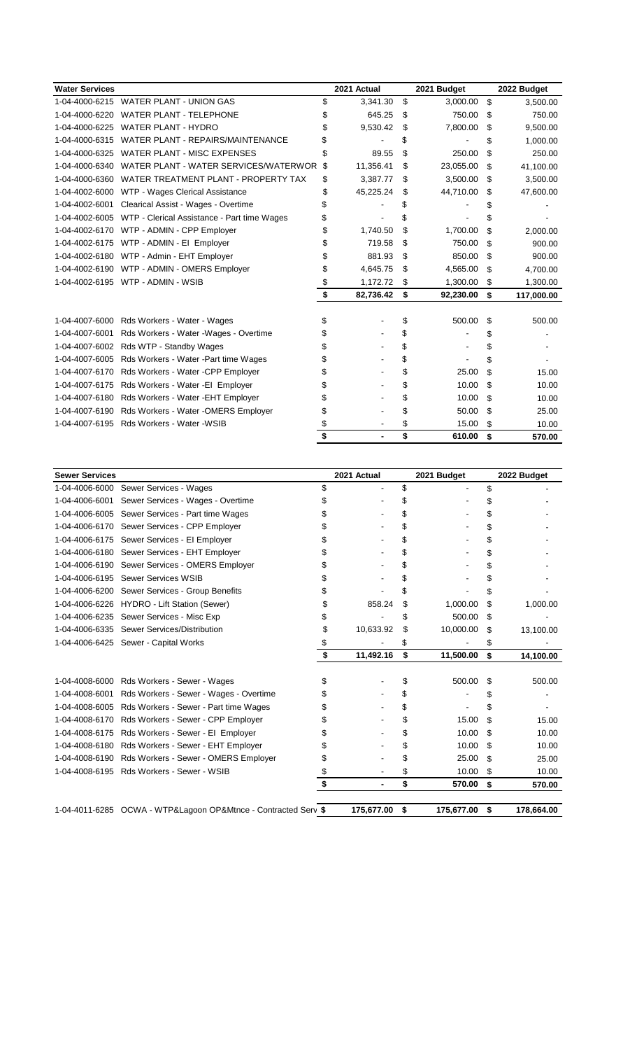| Water Services | | 2021 Actual | 2021 Budget | 2022 Budget |
|---|---|---|---|---|
| 1-04-4000-6215 | WATER PLANT - UNION GAS | $ 3,341.30 | $ 3,000.00 | $ 3,500.00 |
| 1-04-4000-6220 | WATER PLANT - TELEPHONE | $ 645.25 | $ 750.00 | $ 750.00 |
| 1-04-4000-6225 | WATER PLANT - HYDRO | $ 9,530.42 | $ 7,800.00 | $ 9,500.00 |
| 1-04-4000-6315 | WATER PLANT - REPAIRS/MAINTENANCE | $ - | $ - | $ 1,000.00 |
| 1-04-4000-6325 | WATER PLANT - MISC EXPENSES | $ 89.55 | $ 250.00 | $ 250.00 |
| 1-04-4000-6340 | WATER PLANT - WATER SERVICES/WATERWOR | $ 11,356.41 | $ 23,055.00 | $ 41,100.00 |
| 1-04-4000-6360 | WATER TREATMENT PLANT - PROPERTY TAX | $ 3,387.77 | $ 3,500.00 | $ 3,500.00 |
| 1-04-4002-6000 | WTP - Wages Clerical Assistance | $ 45,225.24 | $ 44,710.00 | $ 47,600.00 |
| 1-04-4002-6001 | Clearical Assist - Wages - Overtime | $ - | $ - | $ - |
| 1-04-4002-6005 | WTP - Clerical Assistance - Part time Wages | $ - | $ - | $ - |
| 1-04-4002-6170 | WTP - ADMIN - CPP Employer | $ 1,740.50 | $ 1,700.00 | $ 2,000.00 |
| 1-04-4002-6175 | WTP - ADMIN - EI Employer | $ 719.58 | $ 750.00 | $ 900.00 |
| 1-04-4002-6180 | WTP - Admin - EHT Employer | $ 881.93 | $ 850.00 | $ 900.00 |
| 1-04-4002-6190 | WTP - ADMIN - OMERS Employer | $ 4,645.75 | $ 4,565.00 | $ 4,700.00 |
| 1-04-4002-6195 | WTP - ADMIN - WSIB | $ 1,172.72 | $ 1,300.00 | $ 1,300.00 |
| | | **$ 82,736.42** | **$ 92,230.00** | **$ 117,000.00** |
| | | | | |
| 1-04-4007-6000 | Rds Workers - Water - Wages | $ - | $ 500.00 | $ 500.00 |
| 1-04-4007-6001 | Rds Workers - Water -Wages - Overtime | $ - | $ - | $ - |
| 1-04-4007-6002 | Rds WTP - Standby Wages | $ - | $ - | $ - |
| 1-04-4007-6005 | Rds Workers - Water -Part time Wages | $ - | $ - | $ - |
| 1-04-4007-6170 | Rds Workers - Water -CPP Employer | $ - | $ 25.00 | $ 15.00 |
| 1-04-4007-6175 | Rds Workers - Water -EI Employer | $ - | $ 10.00 | $ 10.00 |
| 1-04-4007-6180 | Rds Workers - Water -EHT Employer | $ - | $ 10.00 | $ 10.00 |
| 1-04-4007-6190 | Rds Workers - Water -OMERS Employer | $ - | $ 50.00 | $ 25.00 |
| 1-04-4007-6195 | Rds Workers - Water -WSIB | $ - | $ 15.00 | $ 10.00 |
| | | **$ -** | **$ 610.00** | **$ 570.00** |

| Sewer Services | | 2021 Actual | 2021 Budget | 2022 Budget |
|---|---|---|---|---|
| 1-04-4006-6000 | Sewer Services - Wages | $ - | $ - | $ - |
| 1-04-4006-6001 | Sewer Services - Wages - Overtime | $ - | $ - | $ - |
| 1-04-4006-6005 | Sewer Services - Part time Wages | $ - | $ - | $ - |
| 1-04-4006-6170 | Sewer Services - CPP Employer | $ - | $ - | $ - |
| 1-04-4006-6175 | Sewer Services - EI Employer | $ - | $ - | $ - |
| 1-04-4006-6180 | Sewer Services - EHT Employer | $ - | $ - | $ - |
| 1-04-4006-6190 | Sewer Services - OMERS Employer | $ - | $ - | $ - |
| 1-04-4006-6195 | Sewer Services WSIB | $ - | $ - | $ - |
| 1-04-4006-6200 | Sewer Services - Group Benefits | $ - | $ - | $ - |
| 1-04-4006-6226 | HYDRO - Lift Station (Sewer) | $ 858.24 | $ 1,000.00 | $ 1,000.00 |
| 1-04-4006-6235 | Sewer Services - Misc Exp | $ - | $ 500.00 | $ - |
| 1-04-4006-6335 | Sewer Services/Distribution | $ 10,633.92 | $ 10,000.00 | $ 13,100.00 |
| 1-04-4006-6425 | Sewer - Capital Works | $ - | $ - | $ - |
| | | **$ 11,492.16** | **$ 11,500.00** | **$ 14,100.00** |
| | | | | |
| 1-04-4008-6000 | Rds Workers - Sewer - Wages | $ - | $ 500.00 | $ 500.00 |
| 1-04-4008-6001 | Rds Workers - Sewer - Wages - Overtime | $ - | $ - | $ - |
| 1-04-4008-6005 | Rds Workers - Sewer - Part time Wages | $ - | $ - | $ - |
| 1-04-4008-6170 | Rds Workers - Sewer - CPP Employer | $ - | $ 15.00 | $ 15.00 |
| 1-04-4008-6175 | Rds Workers - Sewer - EI Employer | $ - | $ 10.00 | $ 10.00 |
| 1-04-4008-6180 | Rds Workers - Sewer - EHT Employer | $ - | $ 10.00 | $ 10.00 |
| 1-04-4008-6190 | Rds Workers - Sewer - OMERS Employer | $ - | $ 25.00 | $ 25.00 |
| 1-04-4008-6195 | Rds Workers - Sewer - WSIB | $ - | $ 10.00 | $ 10.00 |
| | | **$ -** | **$ 570.00** | **$ 570.00** |
| | | | | |
| 1-04-4011-6285 | OCWA - WTP&Lagoon OP&Mtnce - Contracted Serv | **$ 175,677.00** | **$ 175,677.00** | **$ 178,664.00** |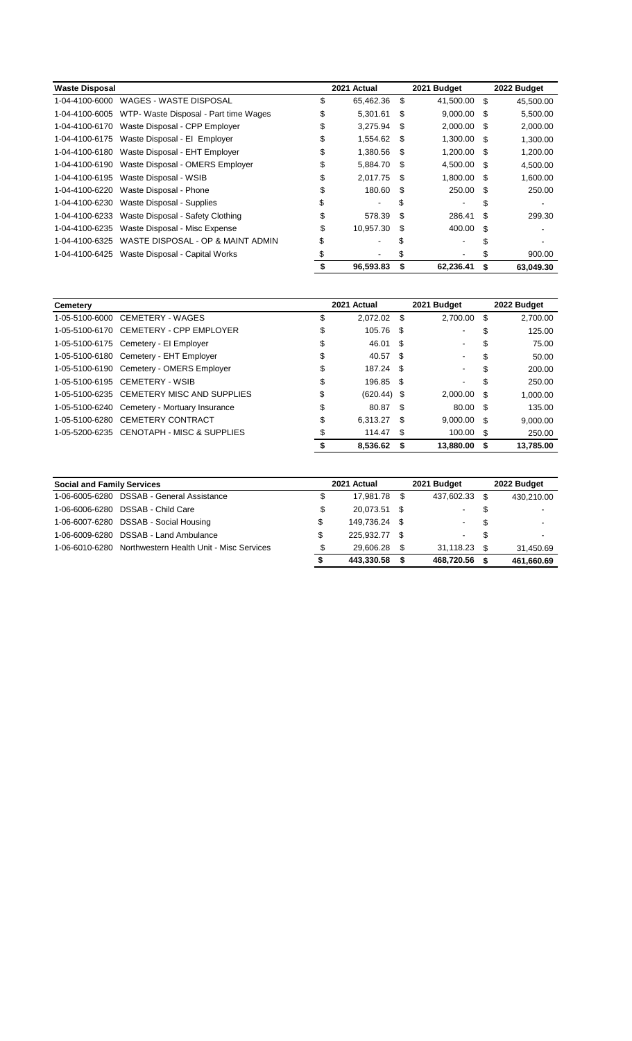| Waste Disposal | | 2021 Actual | 2021 Budget | 2022 Budget |
|---|---|---|---|---|
| 1-04-4100-6000 | WAGES - WASTE DISPOSAL | $ 65,462.36 | $ 41,500.00 | $ 45,500.00 |
| 1-04-4100-6005 | WTP- Waste Disposal - Part time Wages | $ 5,301.61 | $ 9,000.00 | $ 5,500.00 |
| 1-04-4100-6170 | Waste Disposal - CPP Employer | $ 3,275.94 | $ 2,000.00 | $ 2,000.00 |
| 1-04-4100-6175 | Waste Disposal - EI Employer | $ 1,554.62 | $ 1,300.00 | $ 1,300.00 |
| 1-04-4100-6180 | Waste Disposal - EHT Employer | $ 1,380.56 | $ 1,200.00 | $ 1,200.00 |
| 1-04-4100-6190 | Waste Disposal - OMERS Employer | $ 5,884.70 | $ 4,500.00 | $ 4,500.00 |
| 1-04-4100-6195 | Waste Disposal - WSIB | $ 2,017.75 | $ 1,800.00 | $ 1,600.00 |
| 1-04-4100-6220 | Waste Disposal - Phone | $ 180.60 | $ 250.00 | $ 250.00 |
| 1-04-4100-6230 | Waste Disposal - Supplies | $ - | $ - | $ - |
| 1-04-4100-6233 | Waste Disposal - Safety Clothing | $ 578.39 | $ 286.41 | $ 299.30 |
| 1-04-4100-6235 | Waste Disposal - Misc Expense | $ 10,957.30 | $ 400.00 | $ - |
| 1-04-4100-6325 | WASTE DISPOSAL - OP & MAINT ADMIN | $ - | $ - | $ - |
| 1-04-4100-6425 | Waste Disposal - Capital Works | $ - | $ - | $ 900.00 |
| | | **$ 96,593.83** | **$ 62,236.41** | **$ 63,049.30** |

| Cemetery | | 2021 Actual | 2021 Budget | 2022 Budget |
|---|---|---|---|---|
| 1-05-5100-6000 | CEMETERY - WAGES | $ 2,072.02 | $ 2,700.00 | $ 2,700.00 |
| 1-05-5100-6170 | CEMETERY - CPP EMPLOYER | $ 105.76 | $ - | $ 125.00 |
| 1-05-5100-6175 | Cemetery - EI Employer | $ 46.01 | $ - | $ 75.00 |
| 1-05-5100-6180 | Cemetery - EHT Employer | $ 40.57 | $ - | $ 50.00 |
| 1-05-5100-6190 | Cemetery - OMERS Employer | $ 187.24 | $ - | $ 200.00 |
| 1-05-5100-6195 | CEMETERY - WSIB | $ 196.85 | $ - | $ 250.00 |
| 1-05-5100-6235 | CEMETERY MISC AND SUPPLIES | $ (620.44) | $ 2,000.00 | $ 1,000.00 |
| 1-05-5100-6240 | Cemetery - Mortuary Insurance | $ 80.87 | $ 80.00 | $ 135.00 |
| 1-05-5100-6280 | CEMETERY CONTRACT | $ 6,313.27 | $ 9,000.00 | $ 9,000.00 |
| 1-05-5200-6235 | CENOTAPH - MISC & SUPPLIES | $ 114.47 | $ 100.00 | $ 250.00 |
| | | **$ 8,536.62** | **$ 13,880.00** | **$ 13,785.00** |

| Social and Family Services | | 2021 Actual | 2021 Budget | 2022 Budget |
|---|---|---|---|---|
| 1-06-6005-6280 | DSSAB - General Assistance | $ 17,981.78 | $ 437,602.33 | $ 430,210.00 |
| 1-06-6006-6280 | DSSAB - Child Care | $ 20,073.51 | $ - | $ - |
| 1-06-6007-6280 | DSSAB - Social Housing | $ 149,736.24 | $ - | $ - |
| 1-06-6009-6280 | DSSAB - Land Ambulance | $ 225,932.77 | $ - | $ - |
| 1-06-6010-6280 | Northwestern Health Unit - Misc Services | $ 29,606.28 | $ 31,118.23 | $ 31,450.69 |
| | | **$ 443,330.58** | **$ 468,720.56** | **$ 461,660.69** |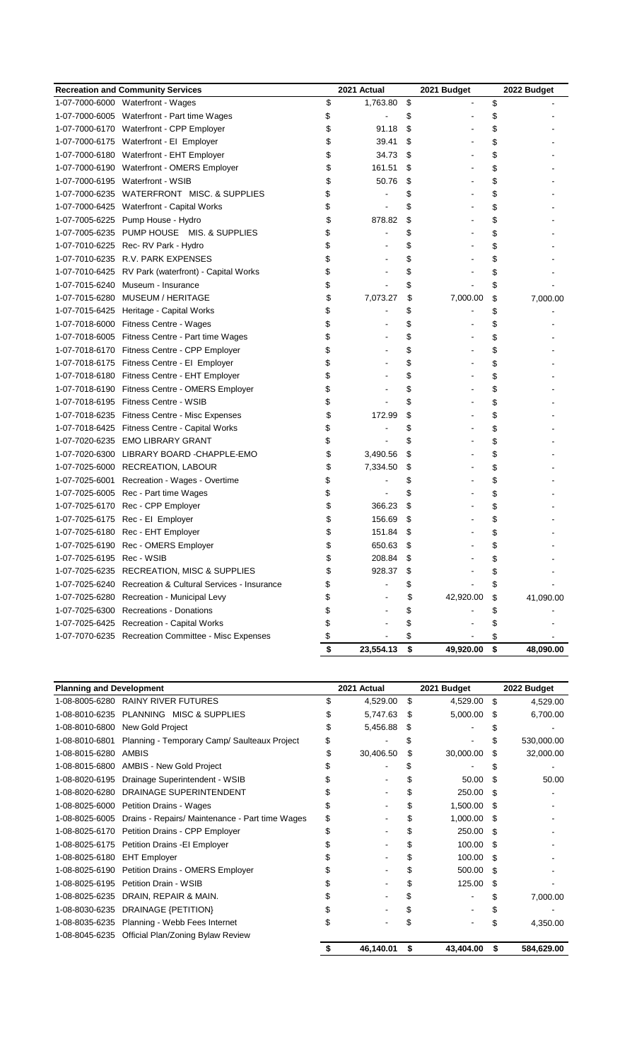| Recreation and Community Services | | 2021 Actual | 2021 Budget | 2022 Budget |
|---|---|---|---|---|
| 1-07-7000-6000 | Waterfront - Wages | $ 1,763.80 | $ - | $ - |
| 1-07-7000-6005 | Waterfront - Part time Wages | $ - | $ - | $ - |
| 1-07-7000-6170 | Waterfront - CPP Employer | $ 91.18 | $ - | $ - |
| 1-07-7000-6175 | Waterfront - EI Employer | $ 39.41 | $ - | $ - |
| 1-07-7000-6180 | Waterfront - EHT Employer | $ 34.73 | $ - | $ - |
| 1-07-7000-6190 | Waterfront - OMERS Employer | $ 161.51 | $ - | $ - |
| 1-07-7000-6195 | Waterfront - WSIB | $ 50.76 | $ - | $ - |
| 1-07-7000-6235 | WATERFRONT MISC. & SUPPLIES | $ - | $ - | $ - |
| 1-07-7000-6425 | Waterfront - Capital Works | $ - | $ - | $ - |
| 1-07-7005-6225 | Pump House - Hydro | $ 878.82 | $ - | $ - |
| 1-07-7005-6235 | PUMP HOUSE MIS. & SUPPLIES | $ - | $ - | $ - |
| 1-07-7010-6225 | Rec- RV Park - Hydro | $ - | $ - | $ - |
| 1-07-7010-6235 | R.V. PARK EXPENSES | $ - | $ - | $ - |
| 1-07-7010-6425 | RV Park (waterfront) - Capital Works | $ - | $ - | $ - |
| 1-07-7015-6240 | Museum - Insurance | $ - | $ - | $ - |
| 1-07-7015-6280 | MUSEUM / HERITAGE | $ 7,073.27 | $ 7,000.00 | $ 7,000.00 |
| 1-07-7015-6425 | Heritage - Capital Works | $ - | $ - | $ - |
| 1-07-7018-6000 | Fitness Centre - Wages | $ - | $ - | $ - |
| 1-07-7018-6005 | Fitness Centre - Part time Wages | $ - | $ - | $ - |
| 1-07-7018-6170 | Fitness Centre - CPP Employer | $ - | $ - | $ - |
| 1-07-7018-6175 | Fitness Centre - EI Employer | $ - | $ - | $ - |
| 1-07-7018-6180 | Fitness Centre - EHT Employer | $ - | $ - | $ - |
| 1-07-7018-6190 | Fitness Centre - OMERS Employer | $ - | $ - | $ - |
| 1-07-7018-6195 | Fitness Centre - WSIB | $ - | $ - | $ - |
| 1-07-7018-6235 | Fitness Centre - Misc Expenses | $ 172.99 | $ - | $ - |
| 1-07-7018-6425 | Fitness Centre - Capital Works | $ - | $ - | $ - |
| 1-07-7020-6235 | EMO LIBRARY GRANT | $ - | $ - | $ - |
| 1-07-7020-6300 | LIBRARY BOARD -CHAPPLE-EMO | $ 3,490.56 | $ - | $ - |
| 1-07-7025-6000 | RECREATION, LABOUR | $ 7,334.50 | $ - | $ - |
| 1-07-7025-6001 | Recreation - Wages - Overtime | $ - | $ - | $ - |
| 1-07-7025-6005 | Rec - Part time Wages | $ - | $ - | $ - |
| 1-07-7025-6170 | Rec - CPP Employer | $ 366.23 | $ - | $ - |
| 1-07-7025-6175 | Rec - EI Employer | $ 156.69 | $ - | $ - |
| 1-07-7025-6180 | Rec - EHT Employer | $ 151.84 | $ - | $ - |
| 1-07-7025-6190 | Rec - OMERS Employer | $ 650.63 | $ - | $ - |
| 1-07-7025-6195 | Rec - WSIB | $ 208.84 | $ - | $ - |
| 1-07-7025-6235 | RECREATION, MISC & SUPPLIES | $ 928.37 | $ - | $ - |
| 1-07-7025-6240 | Recreation & Cultural Services - Insurance | $ - | $ - | $ - |
| 1-07-7025-6280 | Recreation - Municipal Levy | $ - | $ 42,920.00 | $ 41,090.00 |
| 1-07-7025-6300 | Recreations - Donations | $ - | $ - | $ - |
| 1-07-7025-6425 | Recreation - Capital Works | $ - | $ - | $ - |
| 1-07-7070-6235 | Recreation Committee - Misc Expenses | $ - | $ - | $ - |
| | | **$ 23,554.13** | **$ 49,920.00** | **$ 48,090.00** |

| Planning and Development | | 2021 Actual | 2021 Budget | 2022 Budget |
|---|---|---|---|---|
| 1-08-8005-6280 | RAINY RIVER FUTURES | $ 4,529.00 | $ 4,529.00 | $ 4,529.00 |
| 1-08-8010-6235 | PLANNING MISC & SUPPLIES | $ 5,747.63 | $ 5,000.00 | $ 6,700.00 |
| 1-08-8010-6800 | New Gold Project | $ 5,456.88 | $ - | $ - |
| 1-08-8010-6801 | Planning - Temporary Camp/ Saulteaux Project | $ - | $ - | $ 530,000.00 |
| 1-08-8015-6280 | AMBIS | $ 30,406.50 | $ 30,000.00 | $ 32,000.00 |
| 1-08-8015-6800 | AMBIS - New Gold Project | $ - | $ - | $ - |
| 1-08-8020-6195 | Drainage Superintendent - WSIB | $ - | $ 50.00 | $ 50.00 |
| 1-08-8020-6280 | DRAINAGE SUPERINTENDENT | $ - | $ 250.00 | $ - |
| 1-08-8025-6000 | Petition Drains - Wages | $ - | $ 1,500.00 | $ - |
| 1-08-8025-6005 | Drains - Repairs/ Maintenance - Part time Wages | $ - | $ 1,000.00 | $ - |
| 1-08-8025-6170 | Petition Drains - CPP Employer | $ - | $ 250.00 | $ - |
| 1-08-8025-6175 | Petition Drains -EI Employer | $ - | $ 100.00 | $ - |
| 1-08-8025-6180 | EHT Employer | $ - | $ 100.00 | $ - |
| 1-08-8025-6190 | Petition Drains - OMERS Employer | $ - | $ 500.00 | $ - |
| 1-08-8025-6195 | Petition Drain - WSIB | $ - | $ 125.00 | $ - |
| 1-08-8025-6235 | DRAIN, REPAIR & MAIN. | $ - | $ - | $ 7,000.00 |
| 1-08-8030-6235 | DRAINAGE {PETITION} | $ - | $ - | $ - |
| 1-08-8035-6235 | Planning - Webb Fees Internet | $ - | $ - | $ 4,350.00 |
| 1-08-8045-6235 | Official Plan/Zoning Bylaw Review | | | |
| | | **$ 46,140.01** | **$ 43,404.00** | **$ 584,629.00** |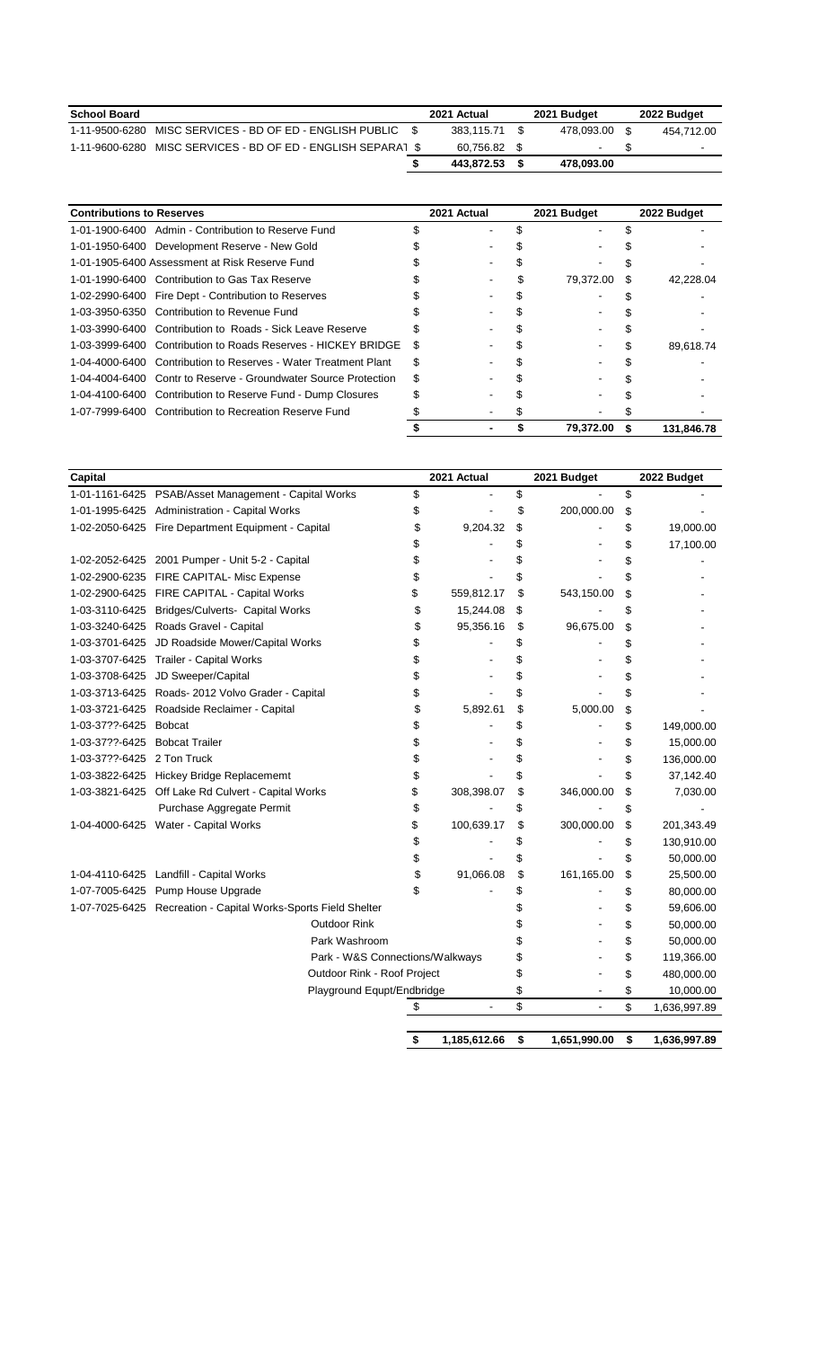| School Board | | 2021 Actual | 2021 Budget | 2022 Budget |
|---|---|---|---|---|
| 1-11-9500-6280 | MISC SERVICES - BD OF ED - ENGLISH PUBLIC | $ 383,115.71 | $ 478,093.00 | $ 454,712.00 |
| 1-11-9600-6280 | MISC SERVICES - BD OF ED - ENGLISH SEPARAT | $ 60,756.82 | $ - | $ - |
| | | **$ 443,872.53** | **$ 478,093.00** | |

| Contributions to Reserves | | 2021 Actual | 2021 Budget | 2022 Budget |
|---|---|---|---|---|
| 1-01-1900-6400 | Admin - Contribution to Reserve Fund | $ - | $ - | $ - |
| 1-01-1950-6400 | Development Reserve - New Gold | $ - | $ - | $ - |
| 1-01-1905-6400 | Assessment at Risk Reserve Fund | $ - | $ - | $ - |
| 1-01-1990-6400 | Contribution to Gas Tax Reserve | $ - | $ 79,372.00 | $ 42,228.04 |
| 1-02-2990-6400 | Fire Dept - Contribution to Reserves | $ - | $ - | $ - |
| 1-03-3950-6350 | Contribution to Revenue Fund | $ - | $ - | $ - |
| 1-03-3990-6400 | Contribution to Roads - Sick Leave Reserve | $ - | $ - | $ - |
| 1-03-3999-6400 | Contribution to Roads Reserves - HICKEY BRIDGE | $ - | $ - | $ 89,618.74 |
| 1-04-4000-6400 | Contribution to Reserves - Water Treatment Plant | $ - | $ - | $ - |
| 1-04-4004-6400 | Contr to Reserve - Groundwater Source Protection | $ - | $ - | $ - |
| 1-04-4100-6400 | Contribution to Reserve Fund - Dump Closures | $ - | $ - | $ - |
| 1-07-7999-6400 | Contribution to Recreation Reserve Fund | $ - | $ - | $ - |
| | | **$ -** | **$ 79,372.00** | **$ 131,846.78** |

| Capital | | 2021 Actual | 2021 Budget | 2022 Budget |
|---|---|---|---|---|
| 1-01-1161-6425 | PSAB/Asset Management - Capital Works | $ - | $ - | $ - |
| 1-01-1995-6425 | Administration - Capital Works | $ - | $ 200,000.00 | $ - |
| 1-02-2050-6425 | Fire Department Equipment - Capital | $ 9,204.32 | $ - | $ 19,000.00 |
| | | $ - | $ - | $ 17,100.00 |
| 1-02-2052-6425 | 2001 Pumper - Unit 5-2 - Capital | $ - | $ - | $ - |
| 1-02-2900-6235 | FIRE CAPITAL- Misc Expense | $ - | $ - | $ - |
| 1-02-2900-6425 | FIRE CAPITAL - Capital Works | $ 559,812.17 | $ 543,150.00 | $ - |
| 1-03-3110-6425 | Bridges/Culverts- Capital Works | $ 15,244.08 | $ - | $ - |
| 1-03-3240-6425 | Roads Gravel - Capital | $ 95,356.16 | $ 96,675.00 | $ - |
| 1-03-3701-6425 | JD Roadside Mower/Capital Works | $ - | $ - | $ - |
| 1-03-3707-6425 | Trailer - Capital Works | $ - | $ - | $ - |
| 1-03-3708-6425 | JD Sweeper/Capital | $ - | $ - | $ - |
| 1-03-3713-6425 | Roads- 2012 Volvo Grader - Capital | $ - | $ - | $ - |
| 1-03-3721-6425 | Roadside Reclaimer - Capital | $ 5,892.61 | $ 5,000.00 | $ - |
| 1-03-37??-6425 | Bobcat | $ - | $ - | $ 149,000.00 |
| 1-03-37??-6425 | Bobcat Trailer | $ - | $ - | $ 15,000.00 |
| 1-03-37??-6425 | 2 Ton Truck | $ - | $ - | $ 136,000.00 |
| 1-03-3822-6425 | Hickey Bridge Replacememt | $ - | $ - | $ 37,142.40 |
| 1-03-3821-6425 | Off Lake Rd Culvert - Capital Works | $ 308,398.07 | $ 346,000.00 | $ 7,030.00 |
| | Purchase Aggregate Permit | $ - | $ - | $ - |
| 1-04-4000-6425 | Water - Capital Works | $ 100,639.17 | $ 300,000.00 | $ 201,343.49 |
| | | $ - | $ - | $ 130,910.00 |
| | | $ - | $ - | $ 50,000.00 |
| 1-04-4110-6425 | Landfill - Capital Works | $ 91,066.08 | $ 161,165.00 | $ 25,500.00 |
| 1-07-7005-6425 | Pump House Upgrade | $ - | $ - | $ 80,000.00 |
| 1-07-7025-6425 | Recreation - Capital Works-Sports Field Shelter | | $ - | $ 59,606.00 |
| | Outdoor Rink | | $ - | $ 50,000.00 |
| | Park Washroom | | $ - | $ 50,000.00 |
| | Park - W&S Connections/Walkways | | $ - | $ 119,366.00 |
| | Outdoor Rink - Roof Project | | $ - | $ 480,000.00 |
| | Playground Equpt/Endbridge | | $ - | $ 10,000.00 |
| | | $ - | $ - | $ 1,636,997.89 |
| | | **$ 1,185,612.66** | **$ 1,651,990.00** | **$ 1,636,997.89** |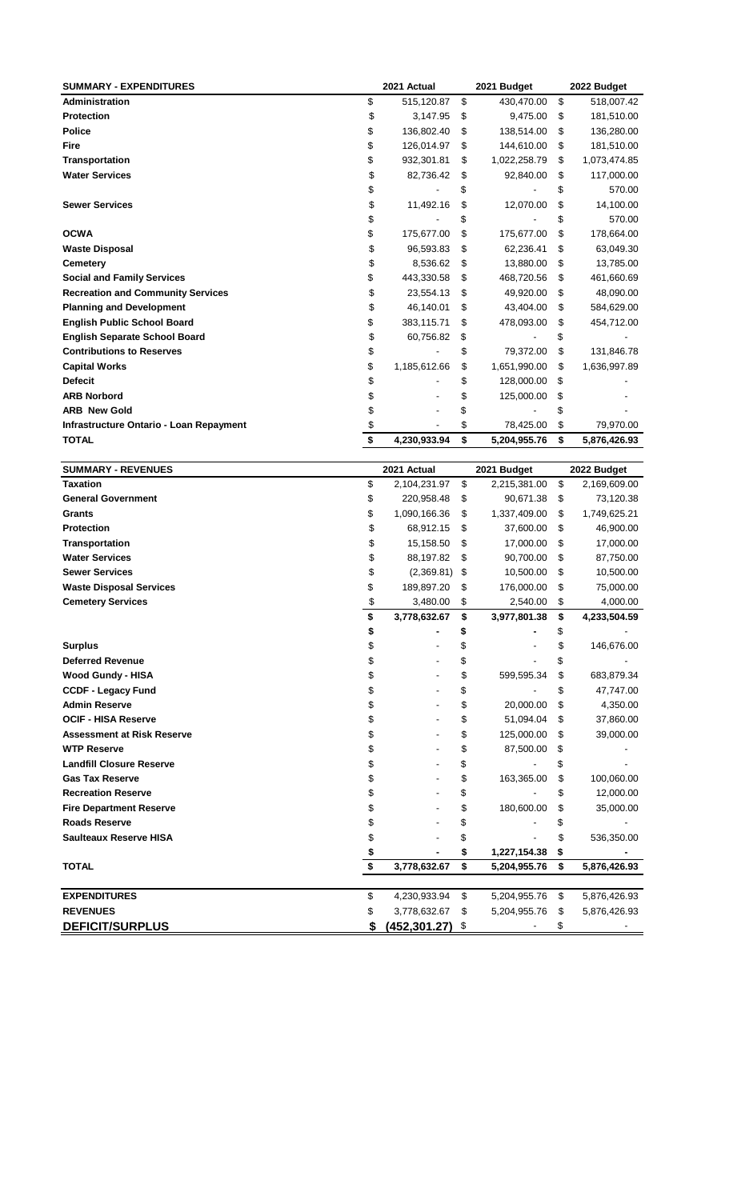| SUMMARY - EXPENDITURES | 2021 Actual | 2021 Budget | 2022 Budget |
|---|---|---|---|
| **Administration** | $ 515,120.87 | $ 430,470.00 | $ 518,007.42 |
| **Protection** | $ 3,147.95 | $ 9,475.00 | $ 181,510.00 |
| **Police** | $ 136,802.40 | $ 138,514.00 | $ 136,280.00 |
| **Fire** | $ 126,014.97 | $ 144,610.00 | $ 181,510.00 |
| **Transportation** | $ 932,301.81 | $ 1,022,258.79 | $ 1,073,474.85 |
| **Water Services** | $ 82,736.42 | $ 92,840.00 | $ 117,000.00 |
| | $ - | $ - | $ 570.00 |
| **Sewer Services** | $ 11,492.16 | $ 12,070.00 | $ 14,100.00 |
| | $ - | $ - | $ 570.00 |
| **OCWA** | $ 175,677.00 | $ 175,677.00 | $ 178,664.00 |
| **Waste Disposal** | $ 96,593.83 | $ 62,236.41 | $ 63,049.30 |
| **Cemetery** | $ 8,536.62 | $ 13,880.00 | $ 13,785.00 |
| **Social and Family Services** | $ 443,330.58 | $ 468,720.56 | $ 461,660.69 |
| **Recreation and Community Services** | $ 23,554.13 | $ 49,920.00 | $ 48,090.00 |
| **Planning and Development** | $ 46,140.01 | $ 43,404.00 | $ 584,629.00 |
| **English Public School Board** | $ 383,115.71 | $ 478,093.00 | $ 454,712.00 |
| **English Separate School Board** | $ 60,756.82 | $ - | $ - |
| **Contributions to Reserves** | $ - | $ 79,372.00 | $ 131,846.78 |
| **Capital Works** | $ 1,185,612.66 | $ 1,651,990.00 | $ 1,636,997.89 |
| **Defecit** | $ - | $ 128,000.00 | $ - |
| **ARB Norbord** | $ - | $ 125,000.00 | $ - |
| **ARB New Gold** | $ - | $ - | $ - |
| **Infrastructure Ontario - Loan Repayment** | $ - | $ 78,425.00 | $ 79,970.00 |
| **TOTAL** | **$ 4,230,933.94** | **$ 5,204,955.76** | **$ 5,876,426.93** |

| SUMMARY - REVENUES | 2021 Actual | 2021 Budget | 2022 Budget |
|---|---|---|---|
| **Taxation** | $ 2,104,231.97 | $ 2,215,381.00 | $ 2,169,609.00 |
| **General Government** | $ 220,958.48 | $ 90,671.38 | $ 73,120.38 |
| **Grants** | $ 1,090,166.36 | $ 1,337,409.00 | $ 1,749,625.21 |
| **Protection** | $ 68,912.15 | $ 37,600.00 | $ 46,900.00 |
| **Transportation** | $ 15,158.50 | $ 17,000.00 | $ 17,000.00 |
| **Water Services** | $ 88,197.82 | $ 90,700.00 | $ 87,750.00 |
| **Sewer Services** | $ (2,369.81) | $ 10,500.00 | $ 10,500.00 |
| **Waste Disposal Services** | $ 189,897.20 | $ 176,000.00 | $ 75,000.00 |
| **Cemetery Services** | $ 3,480.00 | $ 2,540.00 | $ 4,000.00 |
| | **$ 3,778,632.67** | **$ 3,977,801.38** | **$ 4,233,504.59** |
| | **$ -** | **$ -** | $ - |
| **Surplus** | $ - | $ - | $ 146,676.00 |
| **Deferred Revenue** | $ - | $ - | $ - |
| **Wood Gundy - HISA** | $ - | $ 599,595.34 | $ 683,879.34 |
| **CCDF - Legacy Fund** | $ - | $ - | $ 47,747.00 |
| **Admin Reserve** | $ - | $ 20,000.00 | $ 4,350.00 |
| **OCIF - HISA Reserve** | $ - | $ 51,094.04 | $ 37,860.00 |
| **Assessment at Risk Reserve** | $ - | $ 125,000.00 | $ 39,000.00 |
| **WTP Reserve** | $ - | $ 87,500.00 | $ - |
| **Landfill Closure Reserve** | $ - | $ - | $ - |
| **Gas Tax Reserve** | $ - | $ 163,365.00 | $ 100,060.00 |
| **Recreation Reserve** | $ - | $ - | $ 12,000.00 |
| **Fire Department Reserve** | $ - | $ 180,600.00 | $ 35,000.00 |
| **Roads Reserve** | $ - | $ - | $ - |
| **Saulteaux Reserve HISA** | $ - | $ - | $ 536,350.00 |
| | **$ -** | **$ 1,227,154.38** | **$ -** |
| **TOTAL** | **$ 3,778,632.67** | **$ 5,204,955.76** | **$ 5,876,426.93** |

| | 2021 Actual | 2021 Budget | 2022 Budget |
|---|---|---|---|
| **EXPENDITURES** | $ 4,230,933.94 | $ 5,204,955.76 | $ 5,876,426.93 |
| **REVENUES** | $ 3,778,632.67 | $ 5,204,955.76 | $ 5,876,426.93 |
| **DEFICIT/SURPLUS** | **$ (452,301.27)** | $ - | $ - |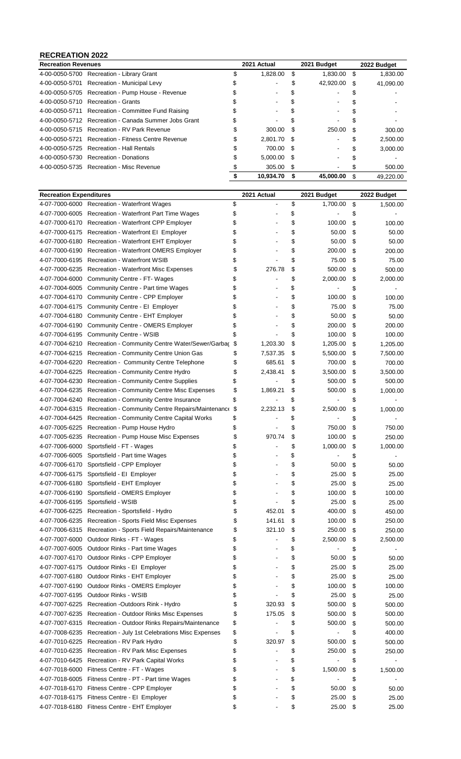## RECREATION 2022

| Recreation Revenues | | 2021 Actual | 2021 Budget | 2022 Budget |
|---|---|---|---|---|
| 4-00-0050-5700 | Recreation - Library Grant | $ 1,828.00 | $ 1,830.00 | $ 1,830.00 |
| 4-00-0050-5701 | Recreation - Municipal Levy | $ - | $ 42,920.00 | $ 41,090.00 |
| 4-00-0050-5705 | Recreation - Pump House - Revenue | $ - | $ - | $ - |
| 4-00-0050-5710 | Recreation - Grants | $ - | $ - | $ - |
| 4-00-0050-5711 | Recreation - Committee Fund Raising | $ - | $ - | $ - |
| 4-00-0050-5712 | Recreation - Canada Summer Jobs Grant | $ - | $ - | $ - |
| 4-00-0050-5715 | Recreation - RV Park Revenue | $ 300.00 | $ 250.00 | $ 300.00 |
| 4-00-0050-5721 | Recreation - Fitness Centre Revenue | $ 2,801.70 | $ - | $ 2,500.00 |
| 4-00-0050-5725 | Recreation - Hall Rentals | $ 700.00 | $ - | $ 3,000.00 |
| 4-00-0050-5730 | Recreation - Donations | $ 5,000.00 | $ - | $ - |
| 4-00-0050-5735 | Recreation - Misc Revenue | $ 305.00 | $ - | $ 500.00 |
| | | **$ 10,934.70** | **$ 45,000.00** | **$ 49,220.00** |

| Recreation Expenditures | | 2021 Actual | 2021 Budget | 2022 Budget |
|---|---|---|---|---|
| 4-07-7000-6000 | Recreation - Waterfront Wages | $ - | $ 1,700.00 | $ 1,500.00 |
| 4-07-7000-6005 | Recreation - Waterfront Part Time Wages | $ - | $ - | $ - |
| 4-07-7000-6170 | Recreation - Waterfront CPP Employer | $ - | $ 100.00 | $ 100.00 |
| 4-07-7000-6175 | Recreation - Waterfront EI Employer | $ - | $ 50.00 | $ 50.00 |
| 4-07-7000-6180 | Recreation - Waterfront EHT Employer | $ - | $ 50.00 | $ 50.00 |
| 4-07-7000-6190 | Recreation - Waterfront OMERS Employer | $ - | $ 200.00 | $ 200.00 |
| 4-07-7000-6195 | Recreation - Waterfront WSIB | $ - | $ 75.00 | $ 75.00 |
| 4-07-7000-6235 | Recreation - Waterfront Misc Expenses | $ 276.78 | $ 500.00 | $ 500.00 |
| 4-07-7004-6000 | Community Centre - FT- Wages | $ - | $ 2,000.00 | $ 2,000.00 |
| 4-07-7004-6005 | Community Centre - Part time Wages | $ - | $ - | $ - |
| 4-07-7004-6170 | Community Centre - CPP Employer | $ - | $ 100.00 | $ 100.00 |
| 4-07-7004-6175 | Community Centre - EI Employer | $ - | $ 75.00 | $ 75.00 |
| 4-07-7004-6180 | Community Centre - EHT Employer | $ - | $ 50.00 | $ 50.00 |
| 4-07-7004-6190 | Community Centre - OMERS Employer | $ - | $ 200.00 | $ 200.00 |
| 4-07-7004-6195 | Community Centre - WSIB | $ - | $ 100.00 | $ 100.00 |
| 4-07-7004-6210 | Recreation - Community Centre Water/Sewer/Garbag | $ 1,203.30 | $ 1,205.00 | $ 1,205.00 |
| 4-07-7004-6215 | Recreation - Community Centre Union Gas | $ 7,537.35 | $ 5,500.00 | $ 7,500.00 |
| 4-07-7004-6220 | Recreation - Community Centre Telephone | $ 685.61 | $ 700.00 | $ 700.00 |
| 4-07-7004-6225 | Recreation - Community Centre Hydro | $ 2,438.41 | $ 3,500.00 | $ 3,500.00 |
| 4-07-7004-6230 | Recreation - Community Centre Supplies | $ - | $ 500.00 | $ 500.00 |
| 4-07-7004-6235 | Recreation - Community Centre Misc Expenses | $ 1,869.21 | $ 500.00 | $ 1,000.00 |
| 4-07-7004-6240 | Recreation - Community Centre Insurance | $ - | $ - | $ - |
| 4-07-7004-6315 | Recreation - Community Centre Repairs/Maintenance | $ 2,232.13 | $ 2,500.00 | $ 1,000.00 |
| 4-07-7004-6425 | Recreation - Community Centre Capital Works | $ - | $ - | $ - |
| 4-07-7005-6225 | Recreation - Pump House Hydro | $ - | $ 750.00 | $ 750.00 |
| 4-07-7005-6235 | Recreation - Pump House Misc Expenses | $ 970.74 | $ 100.00 | $ 250.00 |
| 4-07-7006-6000 | Sportsfield - FT - Wages | $ - | $ 1,000.00 | $ 1,000.00 |
| 4-07-7006-6005 | Sportsfield - Part time Wages | $ - | $ - | $ - |
| 4-07-7006-6170 | Sportsfield - CPP Employer | $ - | $ 50.00 | $ 50.00 |
| 4-07-7006-6175 | Sportsfield - EI Employer | $ - | $ 25.00 | $ 25.00 |
| 4-07-7006-6180 | Sportsfield - EHT Employer | $ - | $ 25.00 | $ 25.00 |
| 4-07-7006-6190 | Sportsfield - OMERS Employer | $ - | $ 100.00 | $ 100.00 |
| 4-07-7006-6195 | Sportsfield - WSIB | $ - | $ 25.00 | $ 25.00 |
| 4-07-7006-6225 | Recreation - Sportsfield - Hydro | $ 452.01 | $ 400.00 | $ 450.00 |
| 4-07-7006-6235 | Recreation - Sports Field Misc Expenses | $ 141.61 | $ 100.00 | $ 250.00 |
| 4-07-7006-6315 | Recreation - Sports Field Repairs/Maintenance | $ 321.10 | $ 250.00 | $ 250.00 |
| 4-07-7007-6000 | Outdoor Rinks - FT - Wages | $ - | $ 2,500.00 | $ 2,500.00 |
| 4-07-7007-6005 | Outdoor Rinks - Part time Wages | $ - | $ - | $ - |
| 4-07-7007-6170 | Outdoor Rinks - CPP Employer | $ - | $ 50.00 | $ 50.00 |
| 4-07-7007-6175 | Outdoor Rinks - EI Employer | $ - | $ 25.00 | $ 25.00 |
| 4-07-7007-6180 | Outdoor Rinks - EHT Employer | $ - | $ 25.00 | $ 25.00 |
| 4-07-7007-6190 | Outdoor Rinks - OMERS Employer | $ - | $ 100.00 | $ 100.00 |
| 4-07-7007-6195 | Outdoor Rinks - WSIB | $ - | $ 25.00 | $ 25.00 |
| 4-07-7007-6225 | Recreation -Outdoors Rink - Hydro | $ 320.93 | $ 500.00 | $ 500.00 |
| 4-07-7007-6235 | Recreation - Outdoor Rinks Misc Expenses | $ 175.05 | $ 500.00 | $ 500.00 |
| 4-07-7007-6315 | Recreation - Outdoor Rinks Repairs/Maintenance | $ - | $ 500.00 | $ 500.00 |
| 4-07-7008-6235 | Recreation - July 1st Celebrations Misc Expenses | $ - | $ - | $ 400.00 |
| 4-07-7010-6225 | Recreation - RV Park Hydro | $ 320.97 | $ 500.00 | $ 500.00 |
| 4-07-7010-6235 | Recreation - RV Park Misc Expenses | $ - | $ 250.00 | $ 250.00 |
| 4-07-7010-6425 | Recreation - RV Park Capital Works | $ - | $ - | $ - |
| 4-07-7018-6000 | Fitness Centre - FT - Wages | $ - | $ 1,500.00 | $ 1,500.00 |
| 4-07-7018-6005 | Fitness Centre - PT - Part time Wages | $ - | $ - | $ - |
| 4-07-7018-6170 | Fitness Centre - CPP Employer | $ - | $ 50.00 | $ 50.00 |
| 4-07-7018-6175 | Fitness Centre - EI Employer | $ - | $ 25.00 | $ 25.00 |
| 4-07-7018-6180 | Fitness Centre - EHT Employer | $ - | $ 25.00 | $ 25.00 |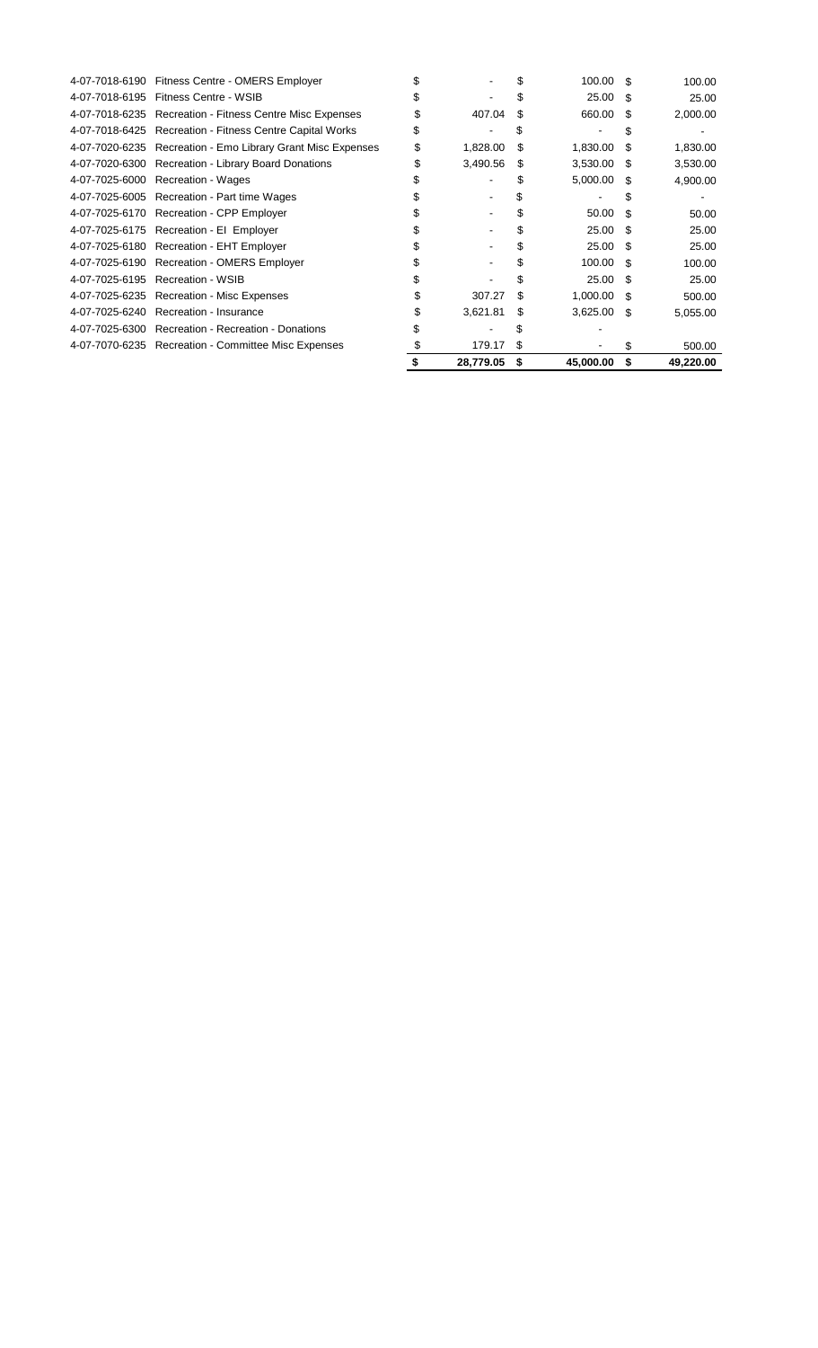| | | | | |
|---|---|---|---|---|
| 4-07-7018-6190 | Fitness Centre - OMERS Employer | $ - | $ 100.00 | $ 100.00 |
| 4-07-7018-6195 | Fitness Centre - WSIB | $ - | $ 25.00 | $ 25.00 |
| 4-07-7018-6235 | Recreation - Fitness Centre Misc Expenses | $ 407.04 | $ 660.00 | $ 2,000.00 |
| 4-07-7018-6425 | Recreation - Fitness Centre Capital Works | $ - | $ - | $ - |
| 4-07-7020-6235 | Recreation - Emo Library Grant Misc Expenses | $ 1,828.00 | $ 1,830.00 | $ 1,830.00 |
| 4-07-7020-6300 | Recreation - Library Board Donations | $ 3,490.56 | $ 3,530.00 | $ 3,530.00 |
| 4-07-7025-6000 | Recreation - Wages | $ - | $ 5,000.00 | $ 4,900.00 |
| 4-07-7025-6005 | Recreation - Part time Wages | $ - | $ - | $ - |
| 4-07-7025-6170 | Recreation - CPP Employer | $ - | $ 50.00 | $ 50.00 |
| 4-07-7025-6175 | Recreation - EI Employer | $ - | $ 25.00 | $ 25.00 |
| 4-07-7025-6180 | Recreation - EHT Employer | $ - | $ 25.00 | $ 25.00 |
| 4-07-7025-6190 | Recreation - OMERS Employer | $ - | $ 100.00 | $ 100.00 |
| 4-07-7025-6195 | Recreation - WSIB | $ - | $ 25.00 | $ 25.00 |
| 4-07-7025-6235 | Recreation - Misc Expenses | $ 307.27 | $ 1,000.00 | $ 500.00 |
| 4-07-7025-6240 | Recreation - Insurance | $ 3,621.81 | $ 3,625.00 | $ 5,055.00 |
| 4-07-7025-6300 | Recreation - Recreation - Donations | $ - | $ - | |
| 4-07-7070-6235 | Recreation - Committee Misc Expenses | $ 179.17 | $ - | $ 500.00 |
| | | **$ 28,779.05** | **$ 45,000.00** | **$ 49,220.00** |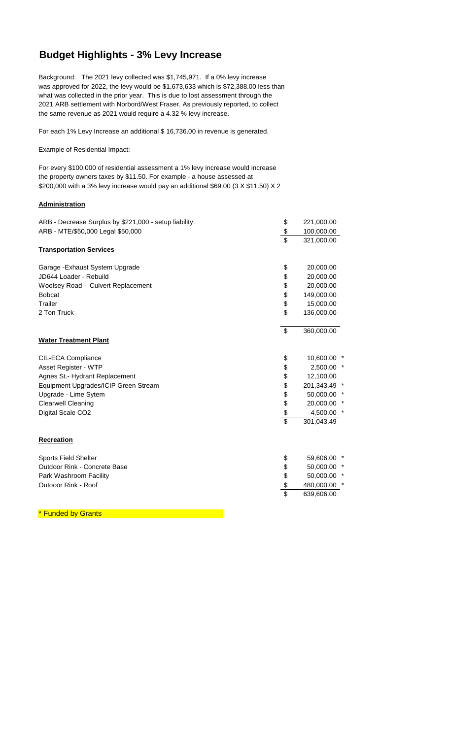# Budget Highlights - 3% Levy Increase

Background: The 2021 levy collected was $1,745,971. If a 0% levy increase was approved for 2022, the levy would be $1,673,633 which is $72,388.00 less than what was collected in the prior year. This is due to lost assessment through the 2021 ARB settlement with Norbord/West Fraser. As previously reported, to collect the same revenue as 2021 would require a 4.32 % levy increase.

For each 1% Levy Increase an additional $ 16,736.00 in revenue is generated.

Example of Residential Impact:

For every $100,000 of residential assessment a 1% levy increase would increase the property owners taxes by $11.50. For example - a house assessed at $200,000 with a 3% levy increase would pay an additional $69.00 (3 X $11.50) X 2

**Administration**

| | | |
|---|---|---|
| ARB - Decrease Surplus by $221,000 - setup liability. | $ | 221,000.00 |
| ARB - MTE/$50,000 Legal $50,000 | $ | 100,000.00 |
| | $ | 321,000.00 |

**Transportation Services**

| | | |
|---|---|---|
| Garage -Exhaust System Upgrade | $ | 20,000.00 |
| JD644 Loader - Rebuild | $ | 20,000.00 |
| Woolsey Road - Culvert Replacement | $ | 20,000.00 |
| Bobcat | $ | 149,000.00 |
| Trailer | $ | 15,000.00 |
| 2 Ton Truck | $ | 136,000.00 |
| | $ | 360,000.00 |

**Water Treatment Plant**

| | | |
|---|---|---|
| CIL-ECA Compliance | $ | 10,600.00 * |
| Asset Register - WTP | $ | 2,500.00 * |
| Agnes St.- Hydrant Replacement | $ | 12,100.00 |
| Equipment Upgrades/ICIP Green Stream | $ | 201,343.49 * |
| Upgrade - Lime Sytem | $ | 50,000.00 * |
| Clearwell Cleaning | $ | 20,000.00 * |
| Digital Scale CO2 | $ | 4,500.00 * |
| | $ | 301,043.49 |

**Recreation**

| | | |
|---|---|---|
| Sports Field Shelter | $ | 59,606.00 * |
| Outdoor Rink - Concrete Base | $ | 50,000.00 * |
| Park Washroom Facility | $ | 50,000.00 * |
| Outooor Rink - Roof | $ | 480,000.00 * |
| | $ | 639,606.00 |

\* Funded by Grants